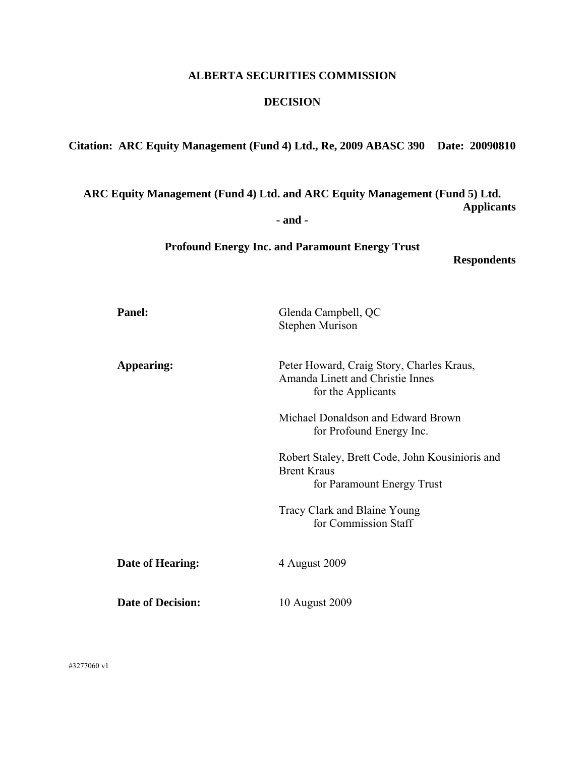**ALBERTA SECURITIES COMMISSION**

**DECISION**

**Citation: ARC Equity Management (Fund 4) Ltd., Re, 2009 ABASC 390 Date: 20090810**

**ARC Equity Management (Fund 4) Ltd. and ARC Equity Management (Fund 5) Ltd.**
**Applicants**

**- and -**

**Profound Energy Inc. and Paramount Energy Trust**
**Respondents**

| | |
|---|---|
| **Panel:** | Glenda Campbell, QC<br>Stephen Murison |
| **Appearing:** | Peter Howard, Craig Story, Charles Kraus, Amanda Linett and Christie Innes<br>for the Applicants<br><br>Michael Donaldson and Edward Brown<br>for Profound Energy Inc.<br><br>Robert Staley, Brett Code, John Kousinioris and Brent Kraus<br>for Paramount Energy Trust<br><br>Tracy Clark and Blaine Young<br>for Commission Staff |
| **Date of Hearing:** | 4 August 2009 |
| **Date of Decision:** | 10 August 2009 |

#3277060 v1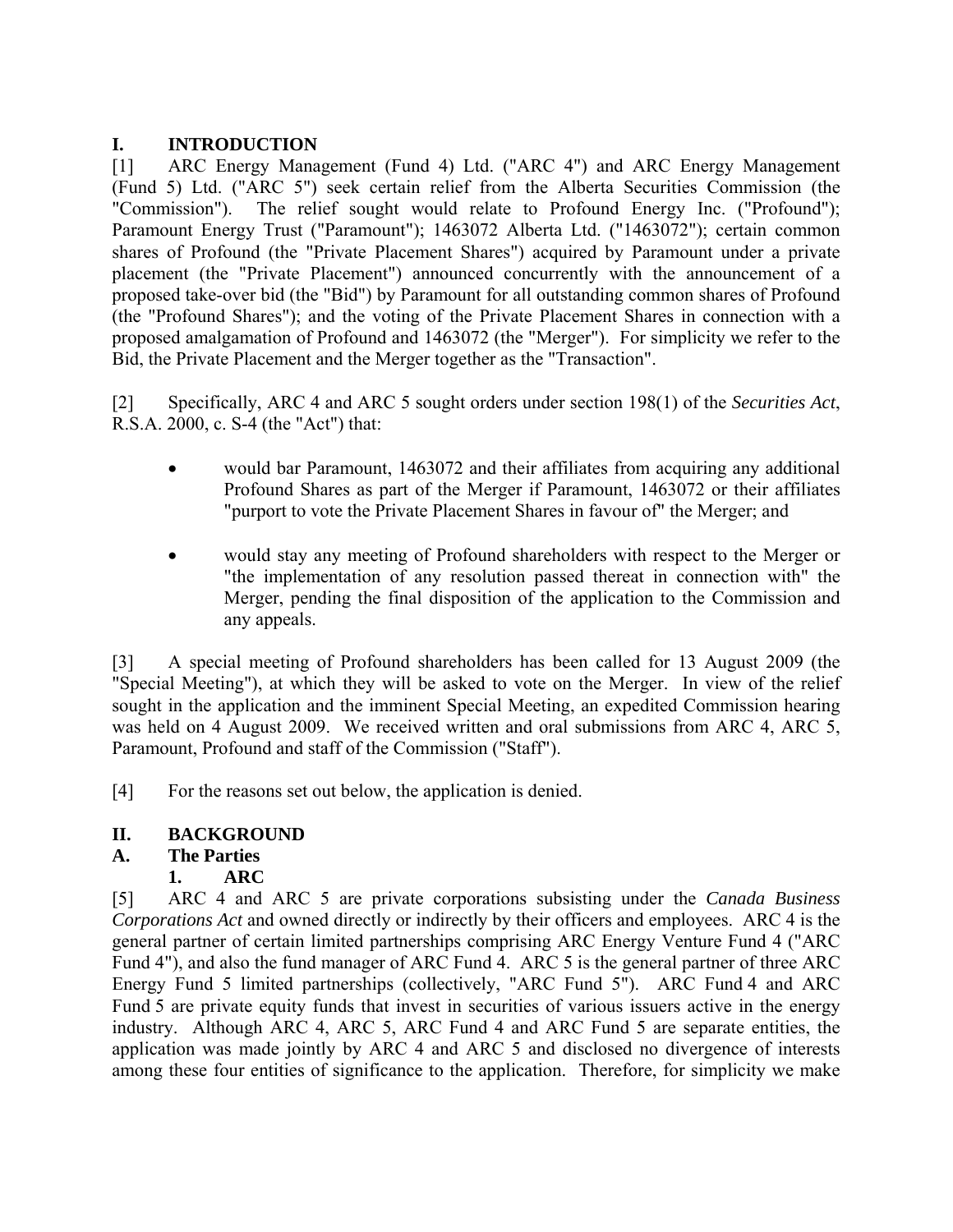## I. INTRODUCTION

[1] ARC Energy Management (Fund 4) Ltd. ("ARC 4") and ARC Energy Management (Fund 5) Ltd. ("ARC 5") seek certain relief from the Alberta Securities Commission (the "Commission"). The relief sought would relate to Profound Energy Inc. ("Profound"); Paramount Energy Trust ("Paramount"); 1463072 Alberta Ltd. ("1463072"); certain common shares of Profound (the "Private Placement Shares") acquired by Paramount under a private placement (the "Private Placement") announced concurrently with the announcement of a proposed take-over bid (the "Bid") by Paramount for all outstanding common shares of Profound (the "Profound Shares"); and the voting of the Private Placement Shares in connection with a proposed amalgamation of Profound and 1463072 (the "Merger"). For simplicity we refer to the Bid, the Private Placement and the Merger together as the "Transaction".

[2] Specifically, ARC 4 and ARC 5 sought orders under section 198(1) of the *Securities Act*, R.S.A. 2000, c. S-4 (the "Act") that:

- would bar Paramount, 1463072 and their affiliates from acquiring any additional Profound Shares as part of the Merger if Paramount, 1463072 or their affiliates "purport to vote the Private Placement Shares in favour of" the Merger; and
- would stay any meeting of Profound shareholders with respect to the Merger or "the implementation of any resolution passed thereat in connection with" the Merger, pending the final disposition of the application to the Commission and any appeals.

[3] A special meeting of Profound shareholders has been called for 13 August 2009 (the "Special Meeting"), at which they will be asked to vote on the Merger. In view of the relief sought in the application and the imminent Special Meeting, an expedited Commission hearing was held on 4 August 2009. We received written and oral submissions from ARC 4, ARC 5, Paramount, Profound and staff of the Commission ("Staff").

[4] For the reasons set out below, the application is denied.

## II. BACKGROUND

### A. The Parties

#### 1. ARC

[5] ARC 4 and ARC 5 are private corporations subsisting under the *Canada Business Corporations Act* and owned directly or indirectly by their officers and employees. ARC 4 is the general partner of certain limited partnerships comprising ARC Energy Venture Fund 4 ("ARC Fund 4"), and also the fund manager of ARC Fund 4. ARC 5 is the general partner of three ARC Energy Fund 5 limited partnerships (collectively, "ARC Fund 5"). ARC Fund 4 and ARC Fund 5 are private equity funds that invest in securities of various issuers active in the energy industry. Although ARC 4, ARC 5, ARC Fund 4 and ARC Fund 5 are separate entities, the application was made jointly by ARC 4 and ARC 5 and disclosed no divergence of interests among these four entities of significance to the application. Therefore, for simplicity we make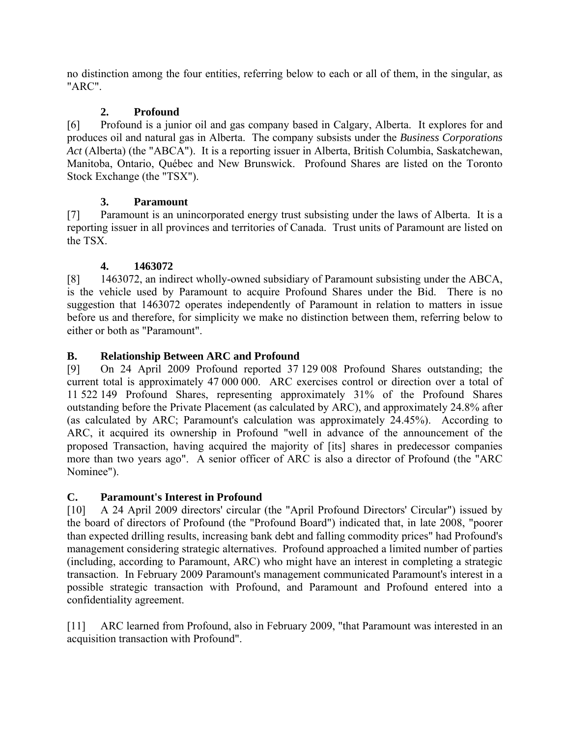no distinction among the four entities, referring below to each or all of them, in the singular, as "ARC".

### 2. Profound

[6] Profound is a junior oil and gas company based in Calgary, Alberta. It explores for and produces oil and natural gas in Alberta. The company subsists under the *Business Corporations Act* (Alberta) (the "ABCA"). It is a reporting issuer in Alberta, British Columbia, Saskatchewan, Manitoba, Ontario, Québec and New Brunswick. Profound Shares are listed on the Toronto Stock Exchange (the "TSX").

### 3. Paramount

[7] Paramount is an unincorporated energy trust subsisting under the laws of Alberta. It is a reporting issuer in all provinces and territories of Canada. Trust units of Paramount are listed on the TSX.

### 4. 1463072

[8] 1463072, an indirect wholly-owned subsidiary of Paramount subsisting under the ABCA, is the vehicle used by Paramount to acquire Profound Shares under the Bid. There is no suggestion that 1463072 operates independently of Paramount in relation to matters in issue before us and therefore, for simplicity we make no distinction between them, referring below to either or both as "Paramount".

## B. Relationship Between ARC and Profound

[9] On 24 April 2009 Profound reported 37 129 008 Profound Shares outstanding; the current total is approximately 47 000 000. ARC exercises control or direction over a total of 11 522 149 Profound Shares, representing approximately 31% of the Profound Shares outstanding before the Private Placement (as calculated by ARC), and approximately 24.8% after (as calculated by ARC; Paramount's calculation was approximately 24.45%). According to ARC, it acquired its ownership in Profound "well in advance of the announcement of the proposed Transaction, having acquired the majority of [its] shares in predecessor companies more than two years ago". A senior officer of ARC is also a director of Profound (the "ARC Nominee").

## C. Paramount's Interest in Profound

[10] A 24 April 2009 directors' circular (the "April Profound Directors' Circular") issued by the board of directors of Profound (the "Profound Board") indicated that, in late 2008, "poorer than expected drilling results, increasing bank debt and falling commodity prices" had Profound's management considering strategic alternatives. Profound approached a limited number of parties (including, according to Paramount, ARC) who might have an interest in completing a strategic transaction. In February 2009 Paramount's management communicated Paramount's interest in a possible strategic transaction with Profound, and Paramount and Profound entered into a confidentiality agreement.

[11] ARC learned from Profound, also in February 2009, "that Paramount was interested in an acquisition transaction with Profound".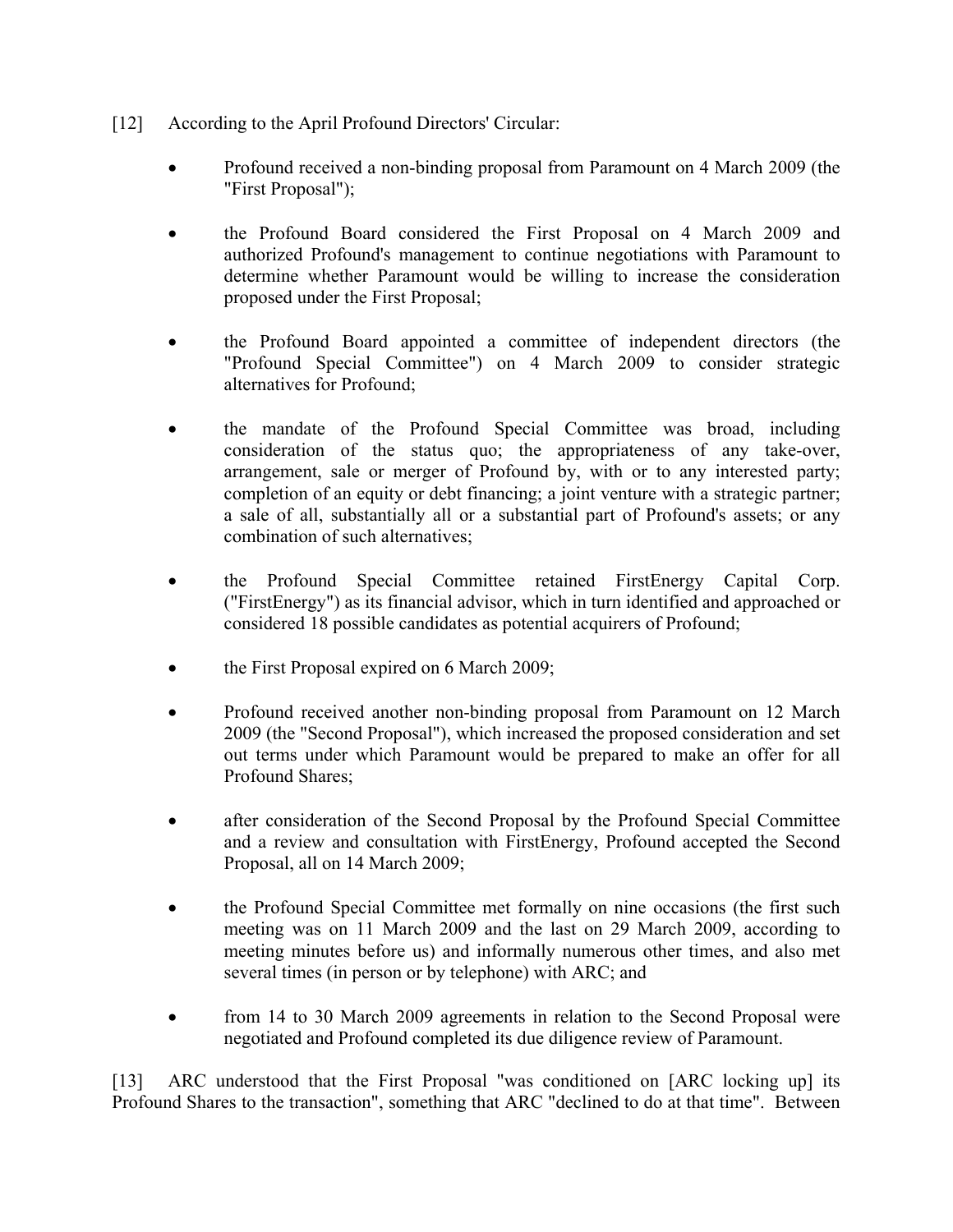[12] According to the April Profound Directors' Circular:

- Profound received a non-binding proposal from Paramount on 4 March 2009 (the "First Proposal");

- the Profound Board considered the First Proposal on 4 March 2009 and authorized Profound's management to continue negotiations with Paramount to determine whether Paramount would be willing to increase the consideration proposed under the First Proposal;

- the Profound Board appointed a committee of independent directors (the "Profound Special Committee") on 4 March 2009 to consider strategic alternatives for Profound;

- the mandate of the Profound Special Committee was broad, including consideration of the status quo; the appropriateness of any take-over, arrangement, sale or merger of Profound by, with or to any interested party; completion of an equity or debt financing; a joint venture with a strategic partner; a sale of all, substantially all or a substantial part of Profound's assets; or any combination of such alternatives;

- the Profound Special Committee retained FirstEnergy Capital Corp. ("FirstEnergy") as its financial advisor, which in turn identified and approached or considered 18 possible candidates as potential acquirers of Profound;

- the First Proposal expired on 6 March 2009;

- Profound received another non-binding proposal from Paramount on 12 March 2009 (the "Second Proposal"), which increased the proposed consideration and set out terms under which Paramount would be prepared to make an offer for all Profound Shares;

- after consideration of the Second Proposal by the Profound Special Committee and a review and consultation with FirstEnergy, Profound accepted the Second Proposal, all on 14 March 2009;

- the Profound Special Committee met formally on nine occasions (the first such meeting was on 11 March 2009 and the last on 29 March 2009, according to meeting minutes before us) and informally numerous other times, and also met several times (in person or by telephone) with ARC; and

- from 14 to 30 March 2009 agreements in relation to the Second Proposal were negotiated and Profound completed its due diligence review of Paramount.

[13] ARC understood that the First Proposal "was conditioned on [ARC locking up] its Profound Shares to the transaction", something that ARC "declined to do at that time". Between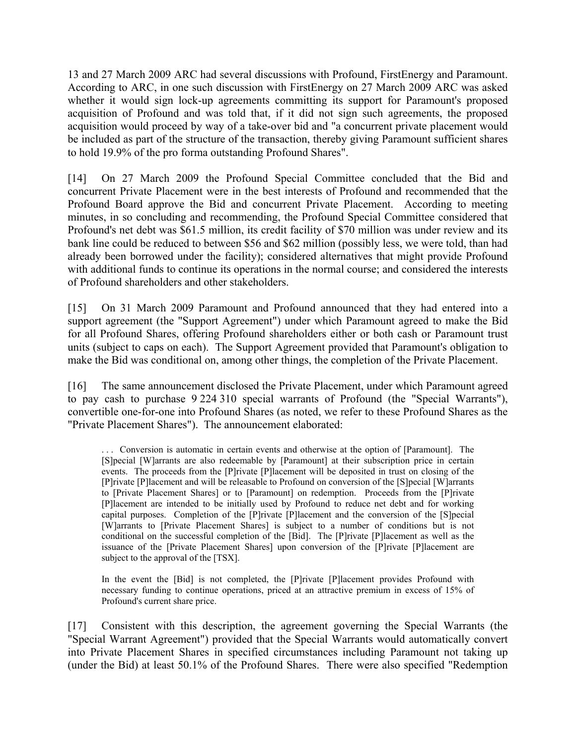13 and 27 March 2009 ARC had several discussions with Profound, FirstEnergy and Paramount. According to ARC, in one such discussion with FirstEnergy on 27 March 2009 ARC was asked whether it would sign lock-up agreements committing its support for Paramount's proposed acquisition of Profound and was told that, if it did not sign such agreements, the proposed acquisition would proceed by way of a take-over bid and "a concurrent private placement would be included as part of the structure of the transaction, thereby giving Paramount sufficient shares to hold 19.9% of the pro forma outstanding Profound Shares".

[14] On 27 March 2009 the Profound Special Committee concluded that the Bid and concurrent Private Placement were in the best interests of Profound and recommended that the Profound Board approve the Bid and concurrent Private Placement. According to meeting minutes, in so concluding and recommending, the Profound Special Committee considered that Profound's net debt was $61.5 million, its credit facility of $70 million was under review and its bank line could be reduced to between $56 and $62 million (possibly less, we were told, than had already been borrowed under the facility); considered alternatives that might provide Profound with additional funds to continue its operations in the normal course; and considered the interests of Profound shareholders and other stakeholders.

[15] On 31 March 2009 Paramount and Profound announced that they had entered into a support agreement (the "Support Agreement") under which Paramount agreed to make the Bid for all Profound Shares, offering Profound shareholders either or both cash or Paramount trust units (subject to caps on each). The Support Agreement provided that Paramount's obligation to make the Bid was conditional on, among other things, the completion of the Private Placement.

[16] The same announcement disclosed the Private Placement, under which Paramount agreed to pay cash to purchase 9 224 310 special warrants of Profound (the "Special Warrants"), convertible one-for-one into Profound Shares (as noted, we refer to these Profound Shares as the "Private Placement Shares"). The announcement elaborated:

> . . . Conversion is automatic in certain events and otherwise at the option of [Paramount]. The [S]pecial [W]arrants are also redeemable by [Paramount] at their subscription price in certain events. The proceeds from the [P]rivate [P]lacement will be deposited in trust on closing of the [P]rivate [P]lacement and will be releasable to Profound on conversion of the [S]pecial [W]arrants to [Private Placement Shares] or to [Paramount] on redemption. Proceeds from the [P]rivate [P]lacement are intended to be initially used by Profound to reduce net debt and for working capital purposes. Completion of the [P]rivate [P]lacement and the conversion of the [S]pecial [W]arrants to [Private Placement Shares] is subject to a number of conditions but is not conditional on the successful completion of the [Bid]. The [P]rivate [P]lacement as well as the issuance of the [Private Placement Shares] upon conversion of the [P]rivate [P]lacement are subject to the approval of the [TSX].
>
> In the event the [Bid] is not completed, the [P]rivate [P]lacement provides Profound with necessary funding to continue operations, priced at an attractive premium in excess of 15% of Profound's current share price.

[17] Consistent with this description, the agreement governing the Special Warrants (the "Special Warrant Agreement") provided that the Special Warrants would automatically convert into Private Placement Shares in specified circumstances including Paramount not taking up (under the Bid) at least 50.1% of the Profound Shares. There were also specified "Redemption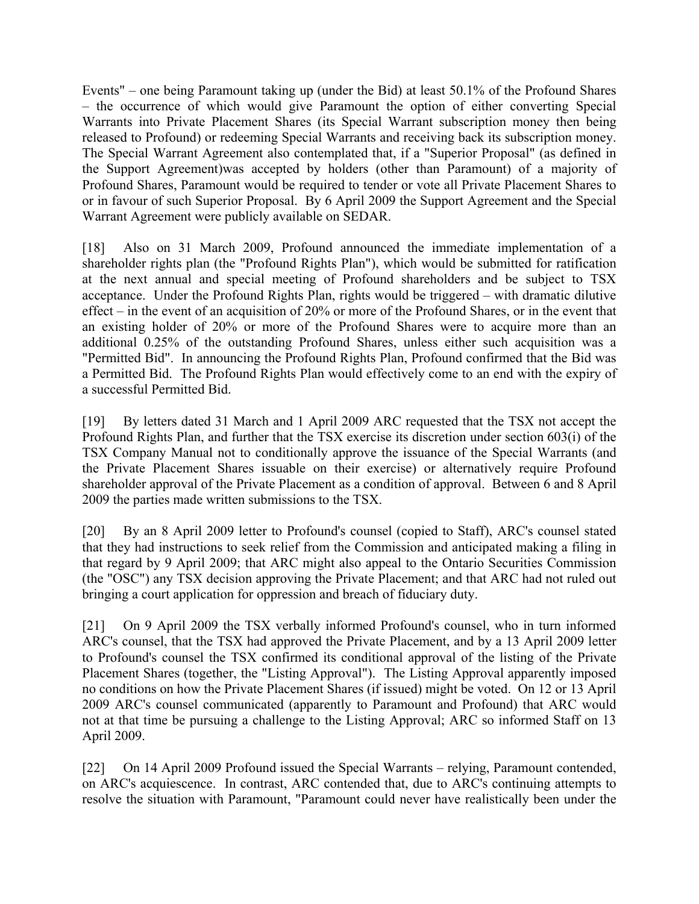Events" – one being Paramount taking up (under the Bid) at least 50.1% of the Profound Shares – the occurrence of which would give Paramount the option of either converting Special Warrants into Private Placement Shares (its Special Warrant subscription money then being released to Profound) or redeeming Special Warrants and receiving back its subscription money. The Special Warrant Agreement also contemplated that, if a "Superior Proposal" (as defined in the Support Agreement)was accepted by holders (other than Paramount) of a majority of Profound Shares, Paramount would be required to tender or vote all Private Placement Shares to or in favour of such Superior Proposal. By 6 April 2009 the Support Agreement and the Special Warrant Agreement were publicly available on SEDAR.

[18] Also on 31 March 2009, Profound announced the immediate implementation of a shareholder rights plan (the "Profound Rights Plan"), which would be submitted for ratification at the next annual and special meeting of Profound shareholders and be subject to TSX acceptance. Under the Profound Rights Plan, rights would be triggered – with dramatic dilutive effect – in the event of an acquisition of 20% or more of the Profound Shares, or in the event that an existing holder of 20% or more of the Profound Shares were to acquire more than an additional 0.25% of the outstanding Profound Shares, unless either such acquisition was a "Permitted Bid". In announcing the Profound Rights Plan, Profound confirmed that the Bid was a Permitted Bid. The Profound Rights Plan would effectively come to an end with the expiry of a successful Permitted Bid.

[19] By letters dated 31 March and 1 April 2009 ARC requested that the TSX not accept the Profound Rights Plan, and further that the TSX exercise its discretion under section 603(i) of the TSX Company Manual not to conditionally approve the issuance of the Special Warrants (and the Private Placement Shares issuable on their exercise) or alternatively require Profound shareholder approval of the Private Placement as a condition of approval. Between 6 and 8 April 2009 the parties made written submissions to the TSX.

[20] By an 8 April 2009 letter to Profound's counsel (copied to Staff), ARC's counsel stated that they had instructions to seek relief from the Commission and anticipated making a filing in that regard by 9 April 2009; that ARC might also appeal to the Ontario Securities Commission (the "OSC") any TSX decision approving the Private Placement; and that ARC had not ruled out bringing a court application for oppression and breach of fiduciary duty.

[21] On 9 April 2009 the TSX verbally informed Profound's counsel, who in turn informed ARC's counsel, that the TSX had approved the Private Placement, and by a 13 April 2009 letter to Profound's counsel the TSX confirmed its conditional approval of the listing of the Private Placement Shares (together, the "Listing Approval"). The Listing Approval apparently imposed no conditions on how the Private Placement Shares (if issued) might be voted. On 12 or 13 April 2009 ARC's counsel communicated (apparently to Paramount and Profound) that ARC would not at that time be pursuing a challenge to the Listing Approval; ARC so informed Staff on 13 April 2009.

[22] On 14 April 2009 Profound issued the Special Warrants – relying, Paramount contended, on ARC's acquiescence. In contrast, ARC contended that, due to ARC's continuing attempts to resolve the situation with Paramount, "Paramount could never have realistically been under the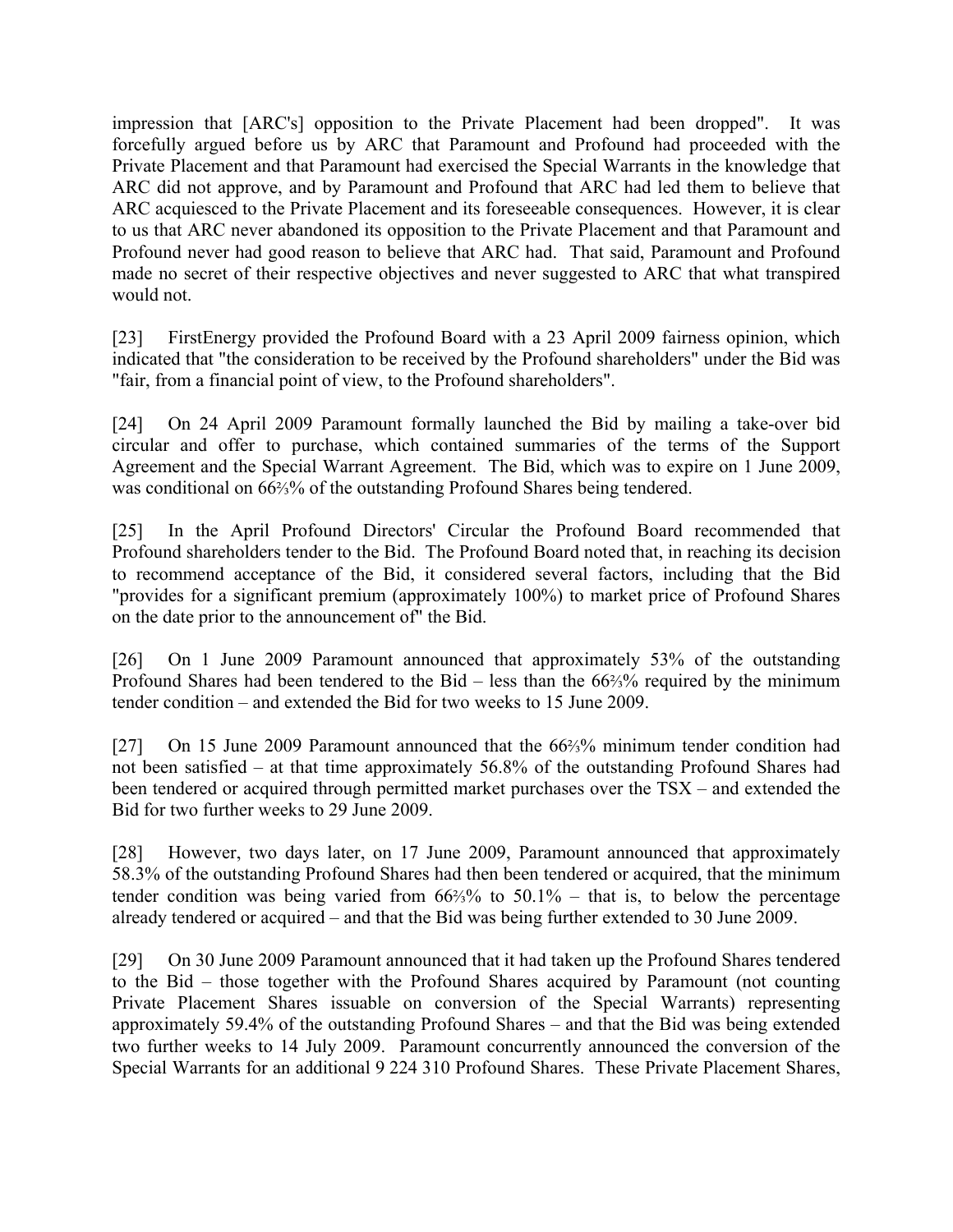impression that [ARC's] opposition to the Private Placement had been dropped". It was forcefully argued before us by ARC that Paramount and Profound had proceeded with the Private Placement and that Paramount had exercised the Special Warrants in the knowledge that ARC did not approve, and by Paramount and Profound that ARC had led them to believe that ARC acquiesced to the Private Placement and its foreseeable consequences. However, it is clear to us that ARC never abandoned its opposition to the Private Placement and that Paramount and Profound never had good reason to believe that ARC had. That said, Paramount and Profound made no secret of their respective objectives and never suggested to ARC that what transpired would not.

[23] FirstEnergy provided the Profound Board with a 23 April 2009 fairness opinion, which indicated that "the consideration to be received by the Profound shareholders" under the Bid was "fair, from a financial point of view, to the Profound shareholders".

[24] On 24 April 2009 Paramount formally launched the Bid by mailing a take-over bid circular and offer to purchase, which contained summaries of the terms of the Support Agreement and the Special Warrant Agreement. The Bid, which was to expire on 1 June 2009, was conditional on 66⅔% of the outstanding Profound Shares being tendered.

[25] In the April Profound Directors' Circular the Profound Board recommended that Profound shareholders tender to the Bid. The Profound Board noted that, in reaching its decision to recommend acceptance of the Bid, it considered several factors, including that the Bid "provides for a significant premium (approximately 100%) to market price of Profound Shares on the date prior to the announcement of" the Bid.

[26] On 1 June 2009 Paramount announced that approximately 53% of the outstanding Profound Shares had been tendered to the Bid – less than the 66⅔% required by the minimum tender condition – and extended the Bid for two weeks to 15 June 2009.

[27] On 15 June 2009 Paramount announced that the 66⅔% minimum tender condition had not been satisfied – at that time approximately 56.8% of the outstanding Profound Shares had been tendered or acquired through permitted market purchases over the TSX – and extended the Bid for two further weeks to 29 June 2009.

[28] However, two days later, on 17 June 2009, Paramount announced that approximately 58.3% of the outstanding Profound Shares had then been tendered or acquired, that the minimum tender condition was being varied from 66⅔% to 50.1% – that is, to below the percentage already tendered or acquired – and that the Bid was being further extended to 30 June 2009.

[29] On 30 June 2009 Paramount announced that it had taken up the Profound Shares tendered to the Bid – those together with the Profound Shares acquired by Paramount (not counting Private Placement Shares issuable on conversion of the Special Warrants) representing approximately 59.4% of the outstanding Profound Shares – and that the Bid was being extended two further weeks to 14 July 2009. Paramount concurrently announced the conversion of the Special Warrants for an additional 9 224 310 Profound Shares. These Private Placement Shares,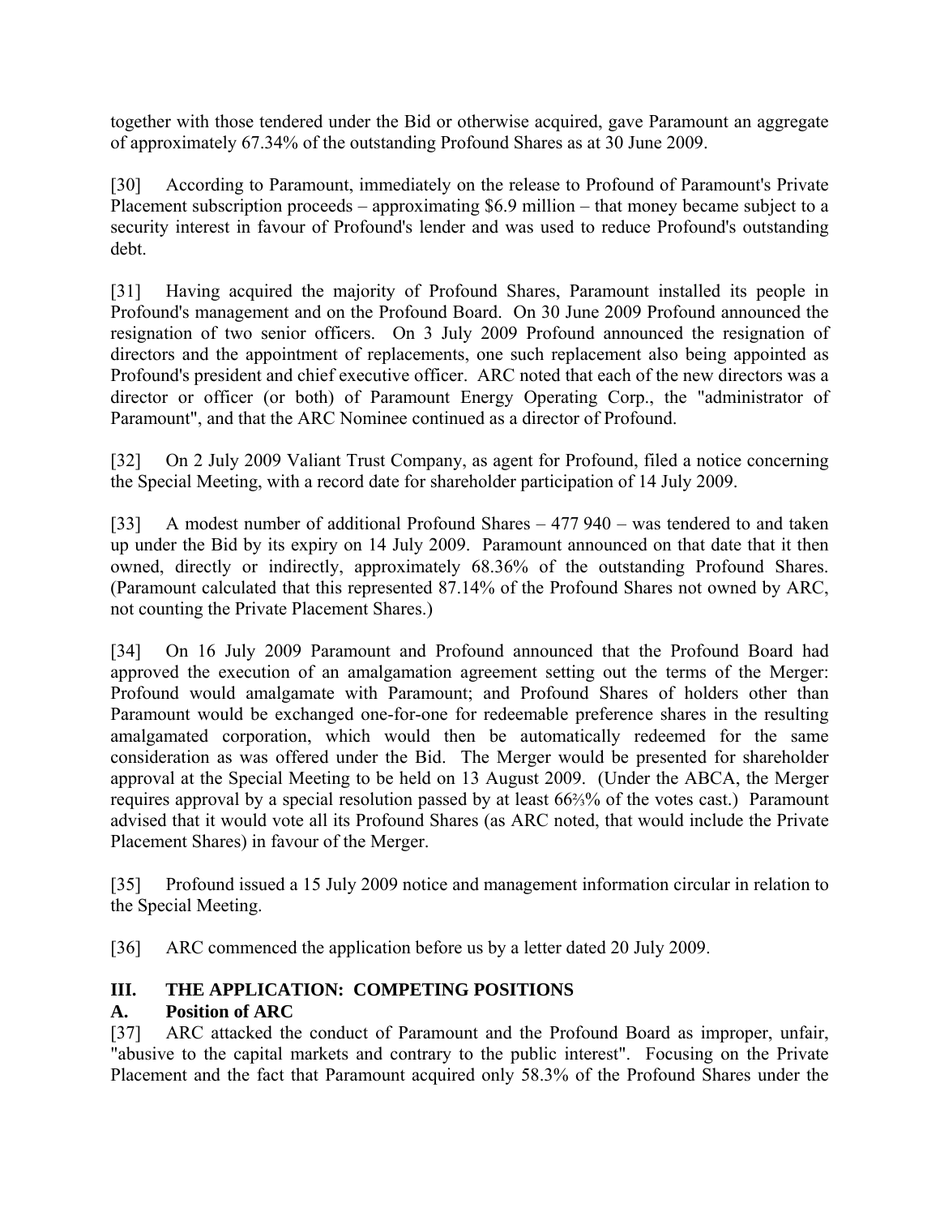together with those tendered under the Bid or otherwise acquired, gave Paramount an aggregate of approximately 67.34% of the outstanding Profound Shares as at 30 June 2009.

[30] According to Paramount, immediately on the release to Profound of Paramount's Private Placement subscription proceeds – approximating $6.9 million – that money became subject to a security interest in favour of Profound's lender and was used to reduce Profound's outstanding debt.

[31] Having acquired the majority of Profound Shares, Paramount installed its people in Profound's management and on the Profound Board. On 30 June 2009 Profound announced the resignation of two senior officers. On 3 July 2009 Profound announced the resignation of directors and the appointment of replacements, one such replacement also being appointed as Profound's president and chief executive officer. ARC noted that each of the new directors was a director or officer (or both) of Paramount Energy Operating Corp., the "administrator of Paramount", and that the ARC Nominee continued as a director of Profound.

[32] On 2 July 2009 Valiant Trust Company, as agent for Profound, filed a notice concerning the Special Meeting, with a record date for shareholder participation of 14 July 2009.

[33] A modest number of additional Profound Shares – 477 940 – was tendered to and taken up under the Bid by its expiry on 14 July 2009. Paramount announced on that date that it then owned, directly or indirectly, approximately 68.36% of the outstanding Profound Shares. (Paramount calculated that this represented 87.14% of the Profound Shares not owned by ARC, not counting the Private Placement Shares.)

[34] On 16 July 2009 Paramount and Profound announced that the Profound Board had approved the execution of an amalgamation agreement setting out the terms of the Merger: Profound would amalgamate with Paramount; and Profound Shares of holders other than Paramount would be exchanged one-for-one for redeemable preference shares in the resulting amalgamated corporation, which would then be automatically redeemed for the same consideration as was offered under the Bid. The Merger would be presented for shareholder approval at the Special Meeting to be held on 13 August 2009. (Under the ABCA, the Merger requires approval by a special resolution passed by at least 66⅔% of the votes cast.) Paramount advised that it would vote all its Profound Shares (as ARC noted, that would include the Private Placement Shares) in favour of the Merger.

[35] Profound issued a 15 July 2009 notice and management information circular in relation to the Special Meeting.

[36] ARC commenced the application before us by a letter dated 20 July 2009.

## III. THE APPLICATION: COMPETING POSITIONS

### A. Position of ARC

[37] ARC attacked the conduct of Paramount and the Profound Board as improper, unfair, "abusive to the capital markets and contrary to the public interest". Focusing on the Private Placement and the fact that Paramount acquired only 58.3% of the Profound Shares under the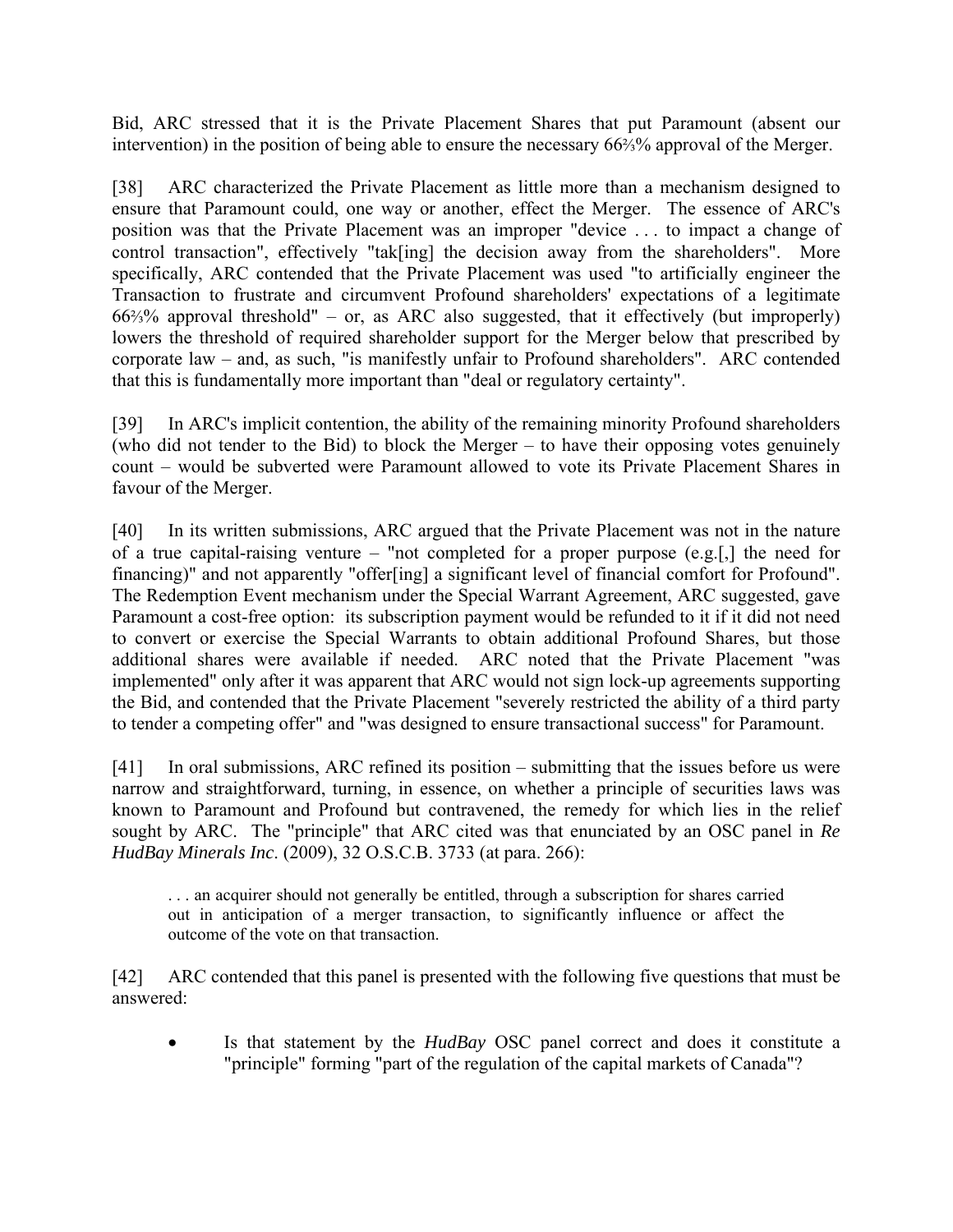Bid, ARC stressed that it is the Private Placement Shares that put Paramount (absent our intervention) in the position of being able to ensure the necessary 66⅔% approval of the Merger.

[38] ARC characterized the Private Placement as little more than a mechanism designed to ensure that Paramount could, one way or another, effect the Merger. The essence of ARC's position was that the Private Placement was an improper "device . . . to impact a change of control transaction", effectively "tak[ing] the decision away from the shareholders". More specifically, ARC contended that the Private Placement was used "to artificially engineer the Transaction to frustrate and circumvent Profound shareholders' expectations of a legitimate 66⅔% approval threshold" – or, as ARC also suggested, that it effectively (but improperly) lowers the threshold of required shareholder support for the Merger below that prescribed by corporate law – and, as such, "is manifestly unfair to Profound shareholders". ARC contended that this is fundamentally more important than "deal or regulatory certainty".

[39] In ARC's implicit contention, the ability of the remaining minority Profound shareholders (who did not tender to the Bid) to block the Merger – to have their opposing votes genuinely count – would be subverted were Paramount allowed to vote its Private Placement Shares in favour of the Merger.

[40] In its written submissions, ARC argued that the Private Placement was not in the nature of a true capital-raising venture – "not completed for a proper purpose (e.g.[,] the need for financing)" and not apparently "offer[ing] a significant level of financial comfort for Profound". The Redemption Event mechanism under the Special Warrant Agreement, ARC suggested, gave Paramount a cost-free option: its subscription payment would be refunded to it if it did not need to convert or exercise the Special Warrants to obtain additional Profound Shares, but those additional shares were available if needed. ARC noted that the Private Placement "was implemented" only after it was apparent that ARC would not sign lock-up agreements supporting the Bid, and contended that the Private Placement "severely restricted the ability of a third party to tender a competing offer" and "was designed to ensure transactional success" for Paramount.

[41] In oral submissions, ARC refined its position – submitting that the issues before us were narrow and straightforward, turning, in essence, on whether a principle of securities laws was known to Paramount and Profound but contravened, the remedy for which lies in the relief sought by ARC. The "principle" that ARC cited was that enunciated by an OSC panel in *Re HudBay Minerals Inc*. (2009), 32 O.S.C.B. 3733 (at para. 266):

> . . . an acquirer should not generally be entitled, through a subscription for shares carried out in anticipation of a merger transaction, to significantly influence or affect the outcome of the vote on that transaction.

[42] ARC contended that this panel is presented with the following five questions that must be answered:

- Is that statement by the *HudBay* OSC panel correct and does it constitute a "principle" forming "part of the regulation of the capital markets of Canada"?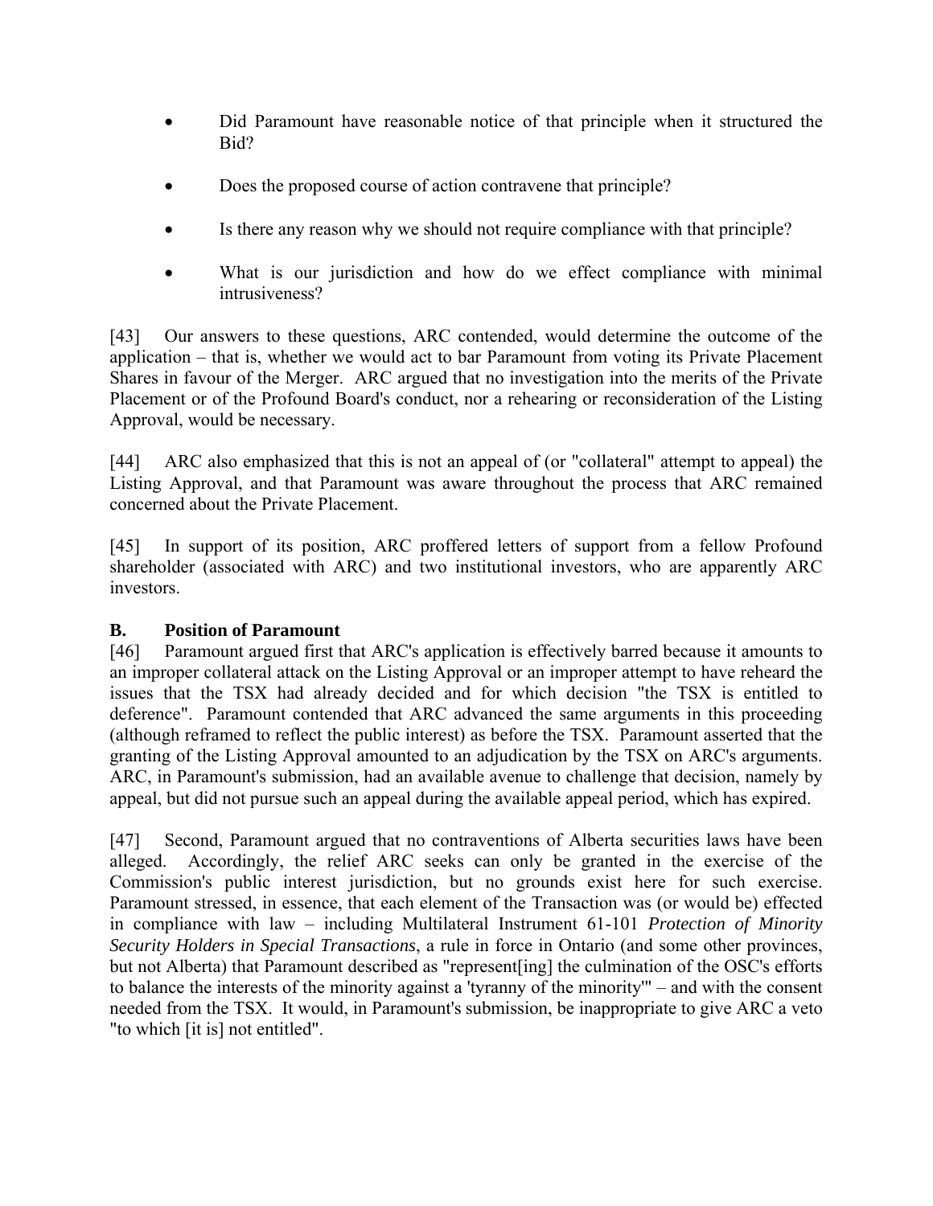- Did Paramount have reasonable notice of that principle when it structured the Bid?
- Does the proposed course of action contravene that principle?
- Is there any reason why we should not require compliance with that principle?
- What is our jurisdiction and how do we effect compliance with minimal intrusiveness?

[43] Our answers to these questions, ARC contended, would determine the outcome of the application – that is, whether we would act to bar Paramount from voting its Private Placement Shares in favour of the Merger. ARC argued that no investigation into the merits of the Private Placement or of the Profound Board's conduct, nor a rehearing or reconsideration of the Listing Approval, would be necessary.

[44] ARC also emphasized that this is not an appeal of (or "collateral" attempt to appeal) the Listing Approval, and that Paramount was aware throughout the process that ARC remained concerned about the Private Placement.

[45] In support of its position, ARC proffered letters of support from a fellow Profound shareholder (associated with ARC) and two institutional investors, who are apparently ARC investors.

## B. Position of Paramount

[46] Paramount argued first that ARC's application is effectively barred because it amounts to an improper collateral attack on the Listing Approval or an improper attempt to have reheard the issues that the TSX had already decided and for which decision "the TSX is entitled to deference". Paramount contended that ARC advanced the same arguments in this proceeding (although reframed to reflect the public interest) as before the TSX. Paramount asserted that the granting of the Listing Approval amounted to an adjudication by the TSX on ARC's arguments. ARC, in Paramount's submission, had an available avenue to challenge that decision, namely by appeal, but did not pursue such an appeal during the available appeal period, which has expired.

[47] Second, Paramount argued that no contraventions of Alberta securities laws have been alleged. Accordingly, the relief ARC seeks can only be granted in the exercise of the Commission's public interest jurisdiction, but no grounds exist here for such exercise. Paramount stressed, in essence, that each element of the Transaction was (or would be) effected in compliance with law – including Multilateral Instrument 61-101 *Protection of Minority Security Holders in Special Transactions*, a rule in force in Ontario (and some other provinces, but not Alberta) that Paramount described as "represent[ing] the culmination of the OSC's efforts to balance the interests of the minority against a 'tyranny of the minority'" – and with the consent needed from the TSX. It would, in Paramount's submission, be inappropriate to give ARC a veto "to which [it is] not entitled".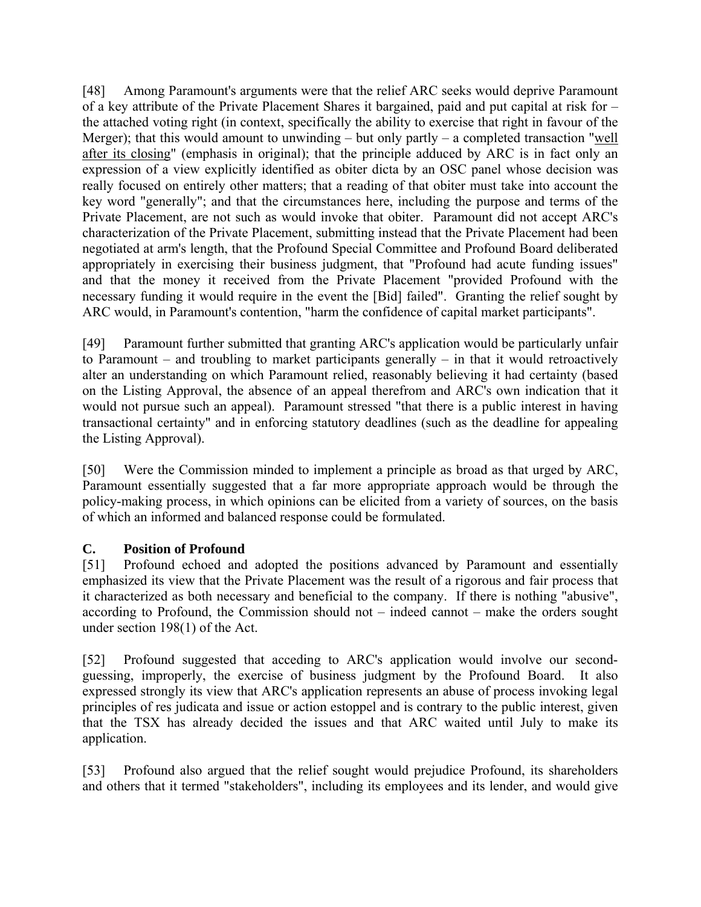[48] Among Paramount's arguments were that the relief ARC seeks would deprive Paramount of a key attribute of the Private Placement Shares it bargained, paid and put capital at risk for – the attached voting right (in context, specifically the ability to exercise that right in favour of the Merger); that this would amount to unwinding – but only partly – a completed transaction "<u>well after its closing</u>" (emphasis in original); that the principle adduced by ARC is in fact only an expression of a view explicitly identified as obiter dicta by an OSC panel whose decision was really focused on entirely other matters; that a reading of that obiter must take into account the key word "generally"; and that the circumstances here, including the purpose and terms of the Private Placement, are not such as would invoke that obiter. Paramount did not accept ARC's characterization of the Private Placement, submitting instead that the Private Placement had been negotiated at arm's length, that the Profound Special Committee and Profound Board deliberated appropriately in exercising their business judgment, that "Profound had acute funding issues" and that the money it received from the Private Placement "provided Profound with the necessary funding it would require in the event the [Bid] failed". Granting the relief sought by ARC would, in Paramount's contention, "harm the confidence of capital market participants".

[49] Paramount further submitted that granting ARC's application would be particularly unfair to Paramount – and troubling to market participants generally – in that it would retroactively alter an understanding on which Paramount relied, reasonably believing it had certainty (based on the Listing Approval, the absence of an appeal therefrom and ARC's own indication that it would not pursue such an appeal). Paramount stressed "that there is a public interest in having transactional certainty" and in enforcing statutory deadlines (such as the deadline for appealing the Listing Approval).

[50] Were the Commission minded to implement a principle as broad as that urged by ARC, Paramount essentially suggested that a far more appropriate approach would be through the policy-making process, in which opinions can be elicited from a variety of sources, on the basis of which an informed and balanced response could be formulated.

### C. Position of Profound

[51] Profound echoed and adopted the positions advanced by Paramount and essentially emphasized its view that the Private Placement was the result of a rigorous and fair process that it characterized as both necessary and beneficial to the company. If there is nothing "abusive", according to Profound, the Commission should not – indeed cannot – make the orders sought under section 198(1) of the Act.

[52] Profound suggested that acceding to ARC's application would involve our second-guessing, improperly, the exercise of business judgment by the Profound Board. It also expressed strongly its view that ARC's application represents an abuse of process invoking legal principles of res judicata and issue or action estoppel and is contrary to the public interest, given that the TSX has already decided the issues and that ARC waited until July to make its application.

[53] Profound also argued that the relief sought would prejudice Profound, its shareholders and others that it termed "stakeholders", including its employees and its lender, and would give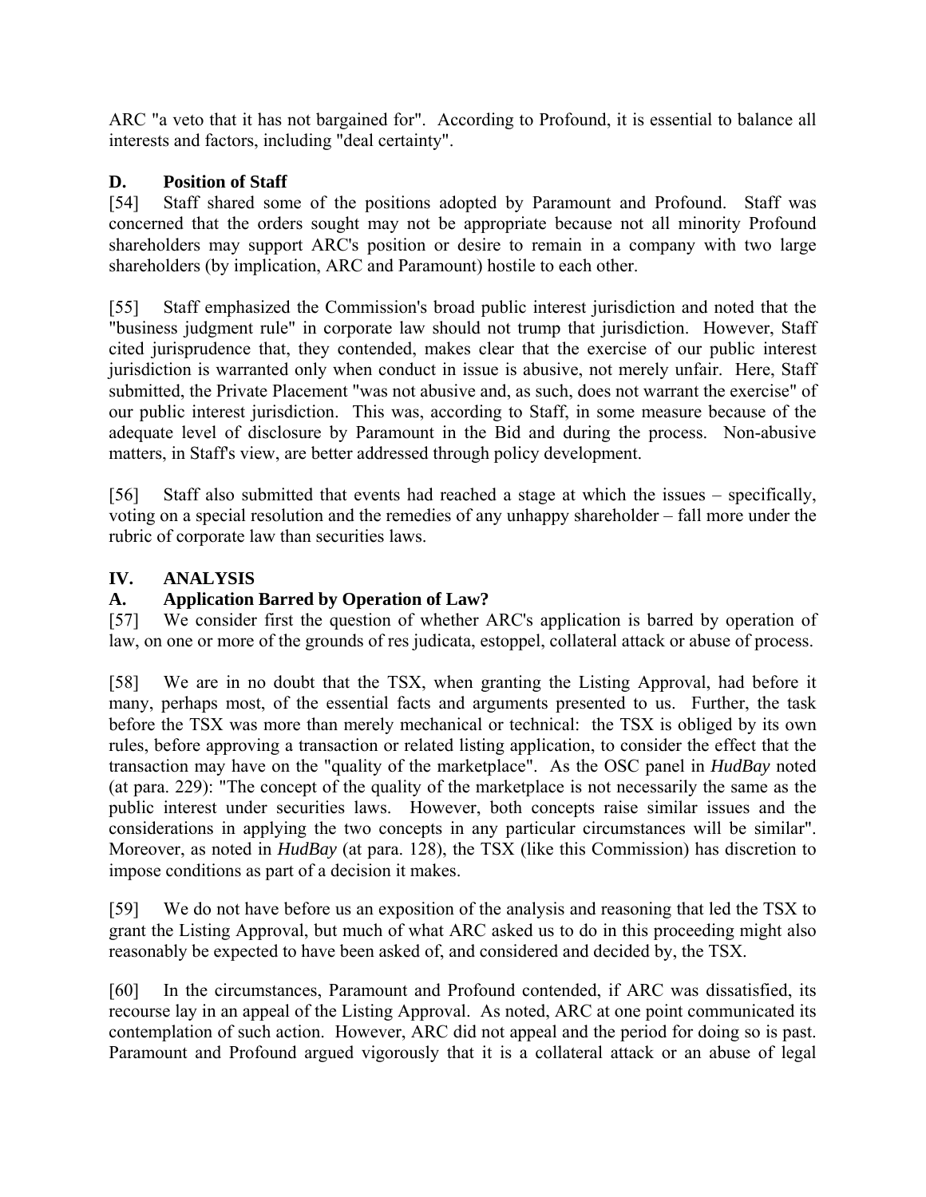ARC "a veto that it has not bargained for". According to Profound, it is essential to balance all interests and factors, including "deal certainty".

### D. Position of Staff

[54] Staff shared some of the positions adopted by Paramount and Profound. Staff was concerned that the orders sought may not be appropriate because not all minority Profound shareholders may support ARC's position or desire to remain in a company with two large shareholders (by implication, ARC and Paramount) hostile to each other.

[55] Staff emphasized the Commission's broad public interest jurisdiction and noted that the "business judgment rule" in corporate law should not trump that jurisdiction. However, Staff cited jurisprudence that, they contended, makes clear that the exercise of our public interest jurisdiction is warranted only when conduct in issue is abusive, not merely unfair. Here, Staff submitted, the Private Placement "was not abusive and, as such, does not warrant the exercise" of our public interest jurisdiction. This was, according to Staff, in some measure because of the adequate level of disclosure by Paramount in the Bid and during the process. Non-abusive matters, in Staff's view, are better addressed through policy development.

[56] Staff also submitted that events had reached a stage at which the issues – specifically, voting on a special resolution and the remedies of any unhappy shareholder – fall more under the rubric of corporate law than securities laws.

## IV. ANALYSIS

### A. Application Barred by Operation of Law?

[57] We consider first the question of whether ARC's application is barred by operation of law, on one or more of the grounds of res judicata, estoppel, collateral attack or abuse of process.

[58] We are in no doubt that the TSX, when granting the Listing Approval, had before it many, perhaps most, of the essential facts and arguments presented to us. Further, the task before the TSX was more than merely mechanical or technical: the TSX is obliged by its own rules, before approving a transaction or related listing application, to consider the effect that the transaction may have on the "quality of the marketplace". As the OSC panel in *HudBay* noted (at para. 229): "The concept of the quality of the marketplace is not necessarily the same as the public interest under securities laws. However, both concepts raise similar issues and the considerations in applying the two concepts in any particular circumstances will be similar". Moreover, as noted in *HudBay* (at para. 128), the TSX (like this Commission) has discretion to impose conditions as part of a decision it makes.

[59] We do not have before us an exposition of the analysis and reasoning that led the TSX to grant the Listing Approval, but much of what ARC asked us to do in this proceeding might also reasonably be expected to have been asked of, and considered and decided by, the TSX.

[60] In the circumstances, Paramount and Profound contended, if ARC was dissatisfied, its recourse lay in an appeal of the Listing Approval. As noted, ARC at one point communicated its contemplation of such action. However, ARC did not appeal and the period for doing so is past. Paramount and Profound argued vigorously that it is a collateral attack or an abuse of legal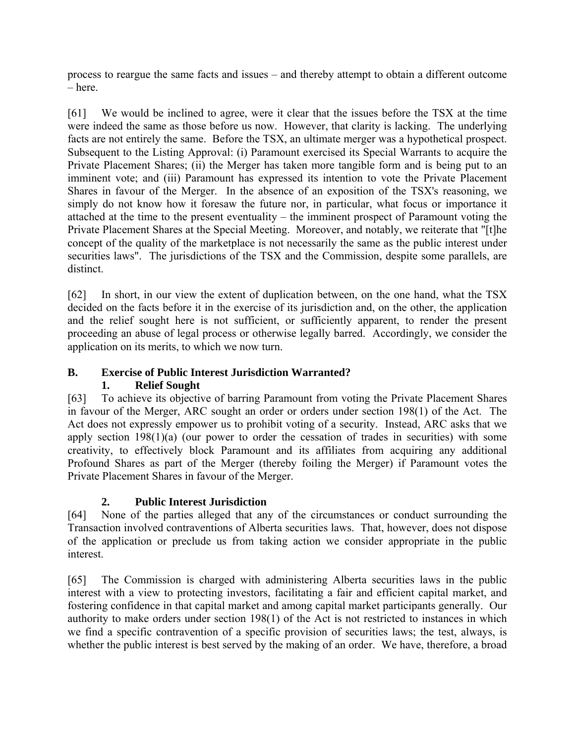process to reargue the same facts and issues – and thereby attempt to obtain a different outcome – here.

[61] We would be inclined to agree, were it clear that the issues before the TSX at the time were indeed the same as those before us now. However, that clarity is lacking. The underlying facts are not entirely the same. Before the TSX, an ultimate merger was a hypothetical prospect. Subsequent to the Listing Approval: (i) Paramount exercised its Special Warrants to acquire the Private Placement Shares; (ii) the Merger has taken more tangible form and is being put to an imminent vote; and (iii) Paramount has expressed its intention to vote the Private Placement Shares in favour of the Merger. In the absence of an exposition of the TSX's reasoning, we simply do not know how it foresaw the future nor, in particular, what focus or importance it attached at the time to the present eventuality – the imminent prospect of Paramount voting the Private Placement Shares at the Special Meeting. Moreover, and notably, we reiterate that "[t]he concept of the quality of the marketplace is not necessarily the same as the public interest under securities laws". The jurisdictions of the TSX and the Commission, despite some parallels, are distinct.

[62] In short, in our view the extent of duplication between, on the one hand, what the TSX decided on the facts before it in the exercise of its jurisdiction and, on the other, the application and the relief sought here is not sufficient, or sufficiently apparent, to render the present proceeding an abuse of legal process or otherwise legally barred. Accordingly, we consider the application on its merits, to which we now turn.

## B. Exercise of Public Interest Jurisdiction Warranted?

### 1. Relief Sought

[63] To achieve its objective of barring Paramount from voting the Private Placement Shares in favour of the Merger, ARC sought an order or orders under section 198(1) of the Act. The Act does not expressly empower us to prohibit voting of a security. Instead, ARC asks that we apply section 198(1)(a) (our power to order the cessation of trades in securities) with some creativity, to effectively block Paramount and its affiliates from acquiring any additional Profound Shares as part of the Merger (thereby foiling the Merger) if Paramount votes the Private Placement Shares in favour of the Merger.

### 2. Public Interest Jurisdiction

[64] None of the parties alleged that any of the circumstances or conduct surrounding the Transaction involved contraventions of Alberta securities laws. That, however, does not dispose of the application or preclude us from taking action we consider appropriate in the public interest.

[65] The Commission is charged with administering Alberta securities laws in the public interest with a view to protecting investors, facilitating a fair and efficient capital market, and fostering confidence in that capital market and among capital market participants generally. Our authority to make orders under section 198(1) of the Act is not restricted to instances in which we find a specific contravention of a specific provision of securities laws; the test, always, is whether the public interest is best served by the making of an order. We have, therefore, a broad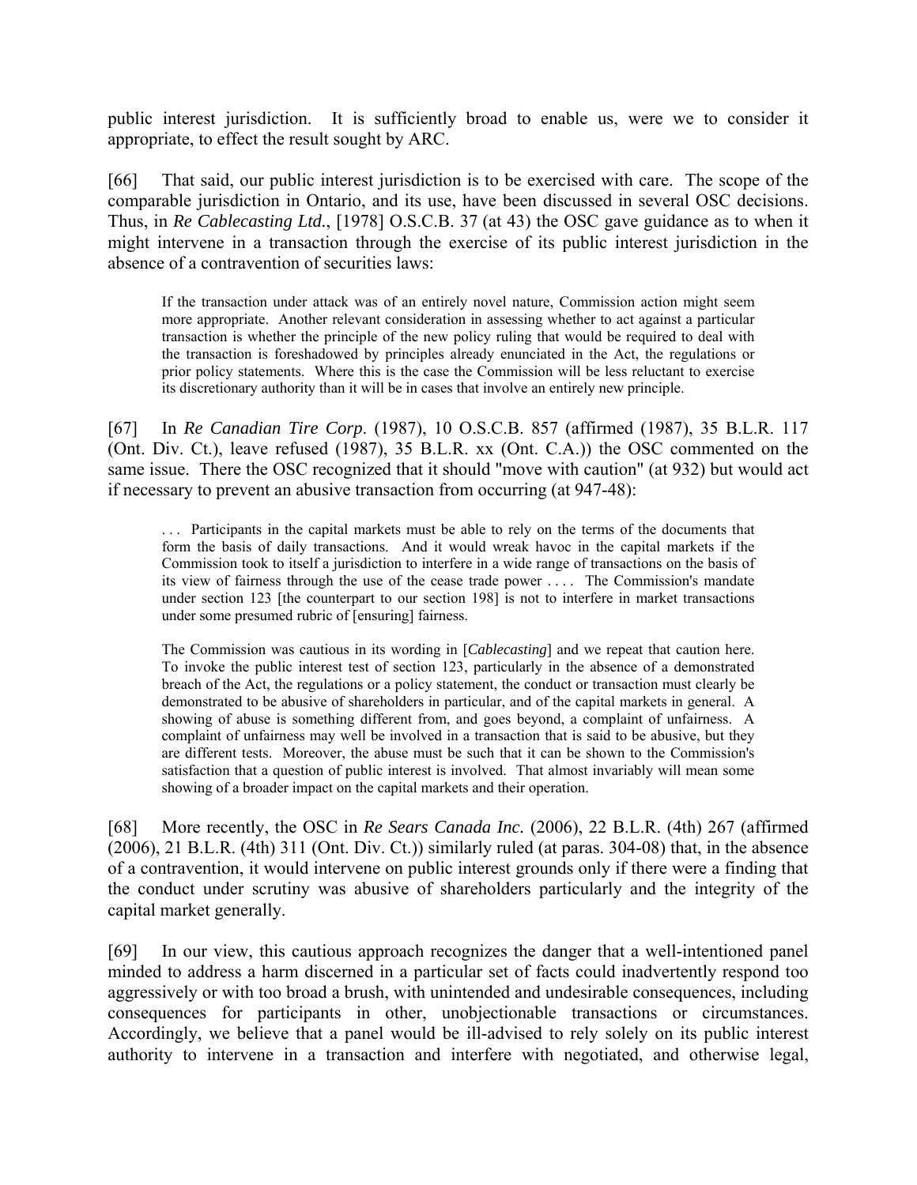public interest jurisdiction. It is sufficiently broad to enable us, were we to consider it appropriate, to effect the result sought by ARC.

[66] That said, our public interest jurisdiction is to be exercised with care. The scope of the comparable jurisdiction in Ontario, and its use, have been discussed in several OSC decisions. Thus, in *Re Cablecasting Ltd.*, [1978] O.S.C.B. 37 (at 43) the OSC gave guidance as to when it might intervene in a transaction through the exercise of its public interest jurisdiction in the absence of a contravention of securities laws:

> If the transaction under attack was of an entirely novel nature, Commission action might seem more appropriate. Another relevant consideration in assessing whether to act against a particular transaction is whether the principle of the new policy ruling that would be required to deal with the transaction is foreshadowed by principles already enunciated in the Act, the regulations or prior policy statements. Where this is the case the Commission will be less reluctant to exercise its discretionary authority than it will be in cases that involve an entirely new principle.

[67] In *Re Canadian Tire Corp*. (1987), 10 O.S.C.B. 857 (affirmed (1987), 35 B.L.R. 117 (Ont. Div. Ct.), leave refused (1987), 35 B.L.R. xx (Ont. C.A.)) the OSC commented on the same issue. There the OSC recognized that it should "move with caution" (at 932) but would act if necessary to prevent an abusive transaction from occurring (at 947-48):

> . . . Participants in the capital markets must be able to rely on the terms of the documents that form the basis of daily transactions. And it would wreak havoc in the capital markets if the Commission took to itself a jurisdiction to interfere in a wide range of transactions on the basis of its view of fairness through the use of the cease trade power . . . . The Commission's mandate under section 123 [the counterpart to our section 198] is not to interfere in market transactions under some presumed rubric of [ensuring] fairness.
>
> The Commission was cautious in its wording in [*Cablecasting*] and we repeat that caution here. To invoke the public interest test of section 123, particularly in the absence of a demonstrated breach of the Act, the regulations or a policy statement, the conduct or transaction must clearly be demonstrated to be abusive of shareholders in particular, and of the capital markets in general. A showing of abuse is something different from, and goes beyond, a complaint of unfairness. A complaint of unfairness may well be involved in a transaction that is said to be abusive, but they are different tests. Moreover, the abuse must be such that it can be shown to the Commission's satisfaction that a question of public interest is involved. That almost invariably will mean some showing of a broader impact on the capital markets and their operation.

[68] More recently, the OSC in *Re Sears Canada Inc.* (2006), 22 B.L.R. (4th) 267 (affirmed (2006), 21 B.L.R. (4th) 311 (Ont. Div. Ct.)) similarly ruled (at paras. 304-08) that, in the absence of a contravention, it would intervene on public interest grounds only if there were a finding that the conduct under scrutiny was abusive of shareholders particularly and the integrity of the capital market generally.

[69] In our view, this cautious approach recognizes the danger that a well-intentioned panel minded to address a harm discerned in a particular set of facts could inadvertently respond too aggressively or with too broad a brush, with unintended and undesirable consequences, including consequences for participants in other, unobjectionable transactions or circumstances. Accordingly, we believe that a panel would be ill-advised to rely solely on its public interest authority to intervene in a transaction and interfere with negotiated, and otherwise legal,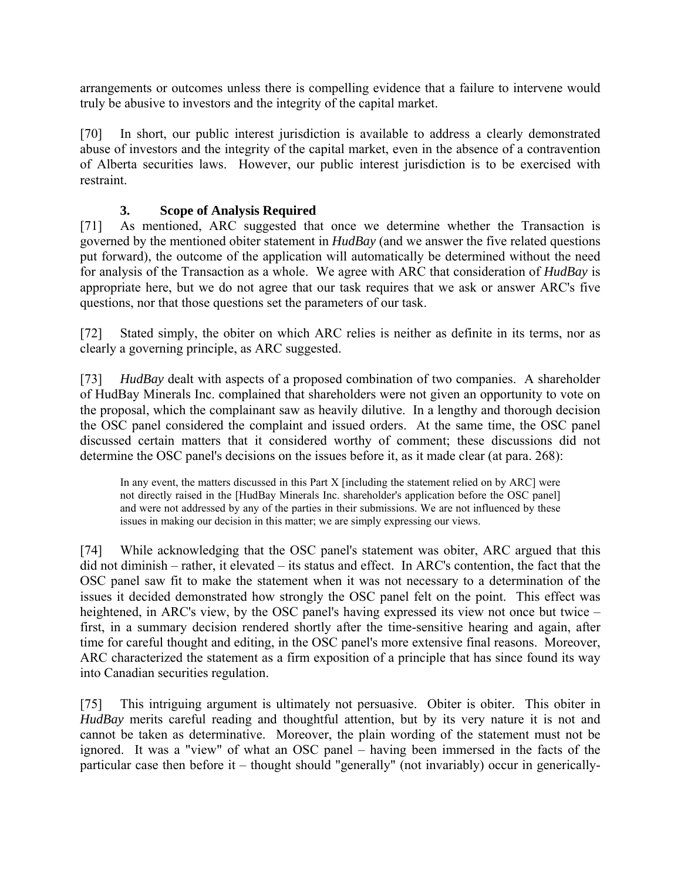arrangements or outcomes unless there is compelling evidence that a failure to intervene would truly be abusive to investors and the integrity of the capital market.

[70] In short, our public interest jurisdiction is available to address a clearly demonstrated abuse of investors and the integrity of the capital market, even in the absence of a contravention of Alberta securities laws. However, our public interest jurisdiction is to be exercised with restraint.

### 3. Scope of Analysis Required

[71] As mentioned, ARC suggested that once we determine whether the Transaction is governed by the mentioned obiter statement in *HudBay* (and we answer the five related questions put forward), the outcome of the application will automatically be determined without the need for analysis of the Transaction as a whole. We agree with ARC that consideration of *HudBay* is appropriate here, but we do not agree that our task requires that we ask or answer ARC's five questions, nor that those questions set the parameters of our task.

[72] Stated simply, the obiter on which ARC relies is neither as definite in its terms, nor as clearly a governing principle, as ARC suggested.

[73] *HudBay* dealt with aspects of a proposed combination of two companies. A shareholder of HudBay Minerals Inc. complained that shareholders were not given an opportunity to vote on the proposal, which the complainant saw as heavily dilutive. In a lengthy and thorough decision the OSC panel considered the complaint and issued orders. At the same time, the OSC panel discussed certain matters that it considered worthy of comment; these discussions did not determine the OSC panel's decisions on the issues before it, as it made clear (at para. 268):

> In any event, the matters discussed in this Part X [including the statement relied on by ARC] were not directly raised in the [HudBay Minerals Inc. shareholder's application before the OSC panel] and were not addressed by any of the parties in their submissions. We are not influenced by these issues in making our decision in this matter; we are simply expressing our views.

[74] While acknowledging that the OSC panel's statement was obiter, ARC argued that this did not diminish – rather, it elevated – its status and effect. In ARC's contention, the fact that the OSC panel saw fit to make the statement when it was not necessary to a determination of the issues it decided demonstrated how strongly the OSC panel felt on the point. This effect was heightened, in ARC's view, by the OSC panel's having expressed its view not once but twice – first, in a summary decision rendered shortly after the time-sensitive hearing and again, after time for careful thought and editing, in the OSC panel's more extensive final reasons. Moreover, ARC characterized the statement as a firm exposition of a principle that has since found its way into Canadian securities regulation.

[75] This intriguing argument is ultimately not persuasive. Obiter is obiter. This obiter in *HudBay* merits careful reading and thoughtful attention, but by its very nature it is not and cannot be taken as determinative. Moreover, the plain wording of the statement must not be ignored. It was a "view" of what an OSC panel – having been immersed in the facts of the particular case then before it – thought should "generally" (not invariably) occur in generically-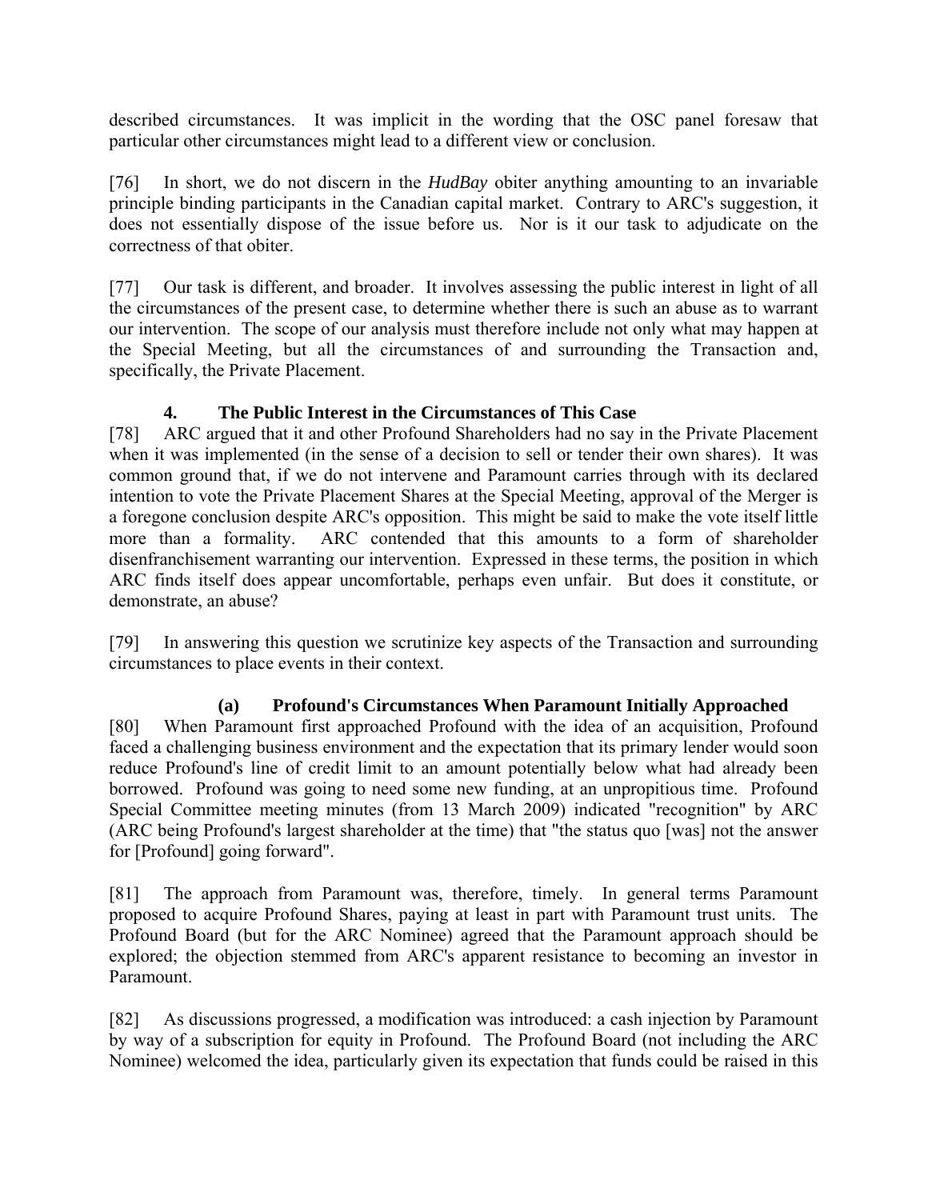described circumstances. It was implicit in the wording that the OSC panel foresaw that particular other circumstances might lead to a different view or conclusion.

[76] In short, we do not discern in the *HudBay* obiter anything amounting to an invariable principle binding participants in the Canadian capital market. Contrary to ARC's suggestion, it does not essentially dispose of the issue before us. Nor is it our task to adjudicate on the correctness of that obiter.

[77] Our task is different, and broader. It involves assessing the public interest in light of all the circumstances of the present case, to determine whether there is such an abuse as to warrant our intervention. The scope of our analysis must therefore include not only what may happen at the Special Meeting, but all the circumstances of and surrounding the Transaction and, specifically, the Private Placement.

### 4. The Public Interest in the Circumstances of This Case

[78] ARC argued that it and other Profound Shareholders had no say in the Private Placement when it was implemented (in the sense of a decision to sell or tender their own shares). It was common ground that, if we do not intervene and Paramount carries through with its declared intention to vote the Private Placement Shares at the Special Meeting, approval of the Merger is a foregone conclusion despite ARC's opposition. This might be said to make the vote itself little more than a formality. ARC contended that this amounts to a form of shareholder disenfranchisement warranting our intervention. Expressed in these terms, the position in which ARC finds itself does appear uncomfortable, perhaps even unfair. But does it constitute, or demonstrate, an abuse?

[79] In answering this question we scrutinize key aspects of the Transaction and surrounding circumstances to place events in their context.

#### (a) Profound's Circumstances When Paramount Initially Approached

[80] When Paramount first approached Profound with the idea of an acquisition, Profound faced a challenging business environment and the expectation that its primary lender would soon reduce Profound's line of credit limit to an amount potentially below what had already been borrowed. Profound was going to need some new funding, at an unpropitious time. Profound Special Committee meeting minutes (from 13 March 2009) indicated "recognition" by ARC (ARC being Profound's largest shareholder at the time) that "the status quo [was] not the answer for [Profound] going forward".

[81] The approach from Paramount was, therefore, timely. In general terms Paramount proposed to acquire Profound Shares, paying at least in part with Paramount trust units. The Profound Board (but for the ARC Nominee) agreed that the Paramount approach should be explored; the objection stemmed from ARC's apparent resistance to becoming an investor in Paramount.

[82] As discussions progressed, a modification was introduced: a cash injection by Paramount by way of a subscription for equity in Profound. The Profound Board (not including the ARC Nominee) welcomed the idea, particularly given its expectation that funds could be raised in this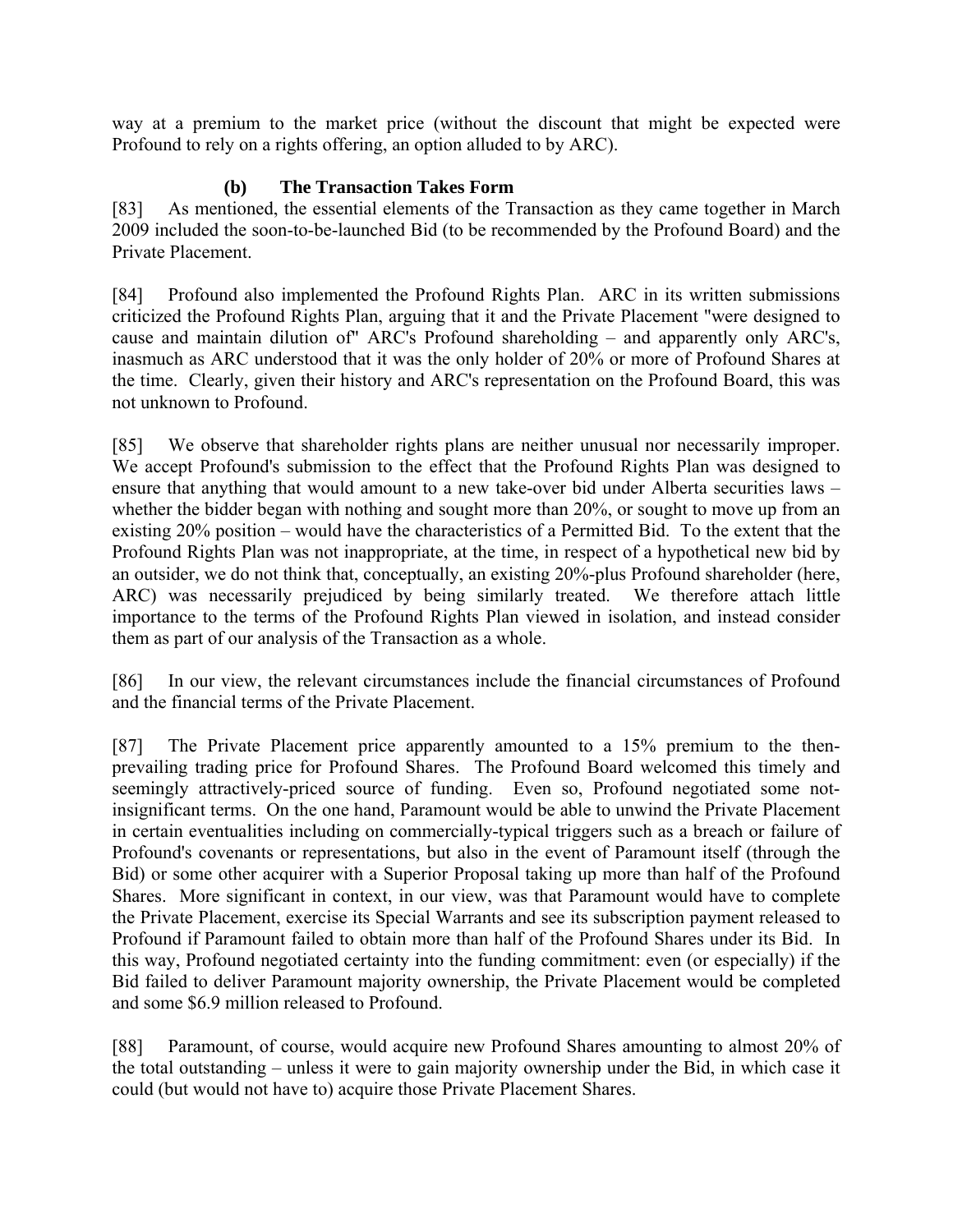way at a premium to the market price (without the discount that might be expected were Profound to rely on a rights offering, an option alluded to by ARC).

### (b) The Transaction Takes Form

[83] As mentioned, the essential elements of the Transaction as they came together in March 2009 included the soon-to-be-launched Bid (to be recommended by the Profound Board) and the Private Placement.

[84] Profound also implemented the Profound Rights Plan. ARC in its written submissions criticized the Profound Rights Plan, arguing that it and the Private Placement "were designed to cause and maintain dilution of" ARC's Profound shareholding – and apparently only ARC's, inasmuch as ARC understood that it was the only holder of 20% or more of Profound Shares at the time. Clearly, given their history and ARC's representation on the Profound Board, this was not unknown to Profound.

[85] We observe that shareholder rights plans are neither unusual nor necessarily improper. We accept Profound's submission to the effect that the Profound Rights Plan was designed to ensure that anything that would amount to a new take-over bid under Alberta securities laws – whether the bidder began with nothing and sought more than 20%, or sought to move up from an existing 20% position – would have the characteristics of a Permitted Bid. To the extent that the Profound Rights Plan was not inappropriate, at the time, in respect of a hypothetical new bid by an outsider, we do not think that, conceptually, an existing 20%-plus Profound shareholder (here, ARC) was necessarily prejudiced by being similarly treated. We therefore attach little importance to the terms of the Profound Rights Plan viewed in isolation, and instead consider them as part of our analysis of the Transaction as a whole.

[86] In our view, the relevant circumstances include the financial circumstances of Profound and the financial terms of the Private Placement.

[87] The Private Placement price apparently amounted to a 15% premium to the then-prevailing trading price for Profound Shares. The Profound Board welcomed this timely and seemingly attractively-priced source of funding. Even so, Profound negotiated some not-insignificant terms. On the one hand, Paramount would be able to unwind the Private Placement in certain eventualities including on commercially-typical triggers such as a breach or failure of Profound's covenants or representations, but also in the event of Paramount itself (through the Bid) or some other acquirer with a Superior Proposal taking up more than half of the Profound Shares. More significant in context, in our view, was that Paramount would have to complete the Private Placement, exercise its Special Warrants and see its subscription payment released to Profound if Paramount failed to obtain more than half of the Profound Shares under its Bid. In this way, Profound negotiated certainty into the funding commitment: even (or especially) if the Bid failed to deliver Paramount majority ownership, the Private Placement would be completed and some $6.9 million released to Profound.

[88] Paramount, of course, would acquire new Profound Shares amounting to almost 20% of the total outstanding – unless it were to gain majority ownership under the Bid, in which case it could (but would not have to) acquire those Private Placement Shares.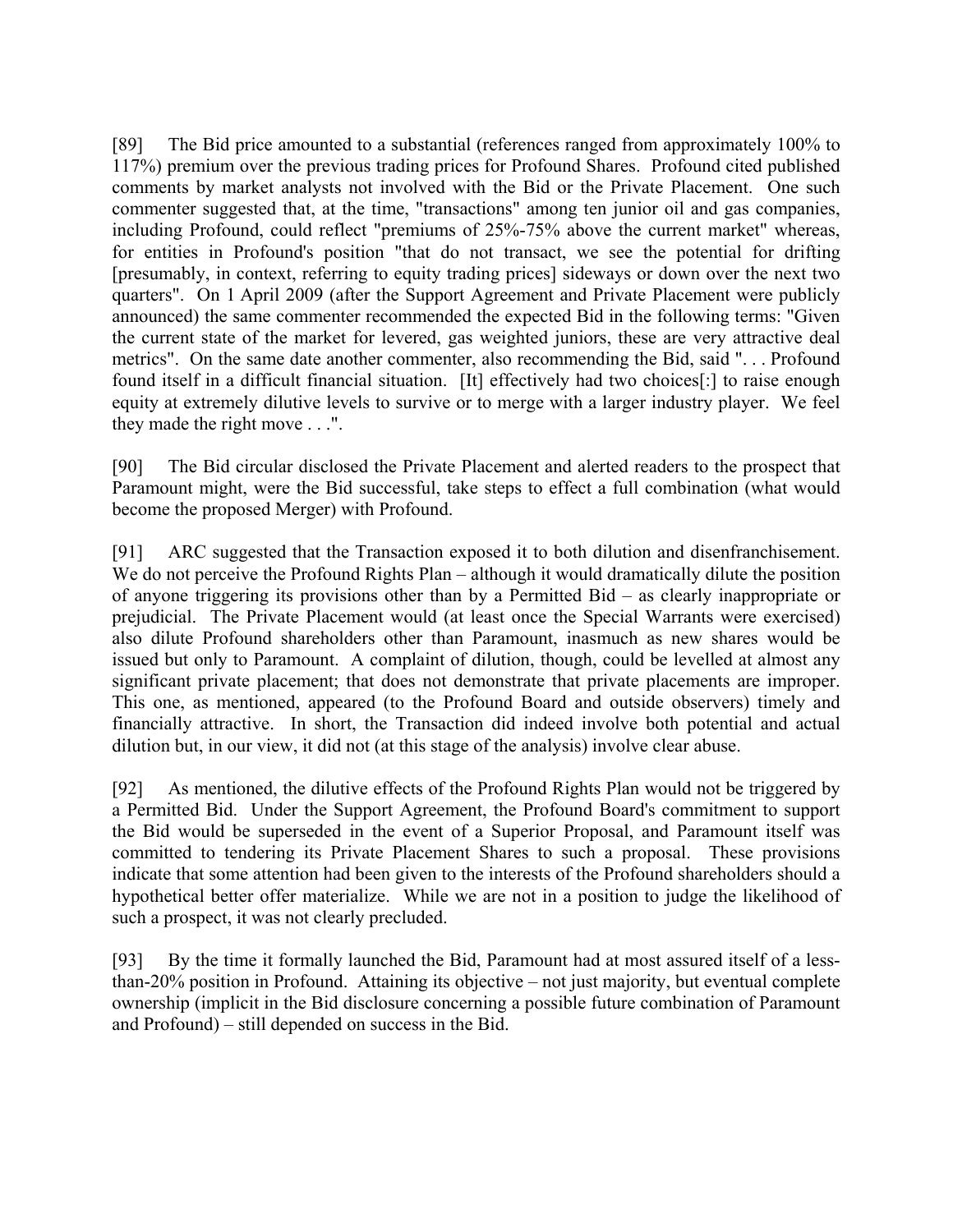[89] The Bid price amounted to a substantial (references ranged from approximately 100% to 117%) premium over the previous trading prices for Profound Shares. Profound cited published comments by market analysts not involved with the Bid or the Private Placement. One such commenter suggested that, at the time, "transactions" among ten junior oil and gas companies, including Profound, could reflect "premiums of 25%-75% above the current market" whereas, for entities in Profound's position "that do not transact, we see the potential for drifting [presumably, in context, referring to equity trading prices] sideways or down over the next two quarters". On 1 April 2009 (after the Support Agreement and Private Placement were publicly announced) the same commenter recommended the expected Bid in the following terms: "Given the current state of the market for levered, gas weighted juniors, these are very attractive deal metrics". On the same date another commenter, also recommending the Bid, said ". . . Profound found itself in a difficult financial situation. [It] effectively had two choices[:] to raise enough equity at extremely dilutive levels to survive or to merge with a larger industry player. We feel they made the right move . . .".

[90] The Bid circular disclosed the Private Placement and alerted readers to the prospect that Paramount might, were the Bid successful, take steps to effect a full combination (what would become the proposed Merger) with Profound.

[91] ARC suggested that the Transaction exposed it to both dilution and disenfranchisement. We do not perceive the Profound Rights Plan – although it would dramatically dilute the position of anyone triggering its provisions other than by a Permitted Bid – as clearly inappropriate or prejudicial. The Private Placement would (at least once the Special Warrants were exercised) also dilute Profound shareholders other than Paramount, inasmuch as new shares would be issued but only to Paramount. A complaint of dilution, though, could be levelled at almost any significant private placement; that does not demonstrate that private placements are improper. This one, as mentioned, appeared (to the Profound Board and outside observers) timely and financially attractive. In short, the Transaction did indeed involve both potential and actual dilution but, in our view, it did not (at this stage of the analysis) involve clear abuse.

[92] As mentioned, the dilutive effects of the Profound Rights Plan would not be triggered by a Permitted Bid. Under the Support Agreement, the Profound Board's commitment to support the Bid would be superseded in the event of a Superior Proposal, and Paramount itself was committed to tendering its Private Placement Shares to such a proposal. These provisions indicate that some attention had been given to the interests of the Profound shareholders should a hypothetical better offer materialize. While we are not in a position to judge the likelihood of such a prospect, it was not clearly precluded.

[93] By the time it formally launched the Bid, Paramount had at most assured itself of a less-than-20% position in Profound. Attaining its objective – not just majority, but eventual complete ownership (implicit in the Bid disclosure concerning a possible future combination of Paramount and Profound) – still depended on success in the Bid.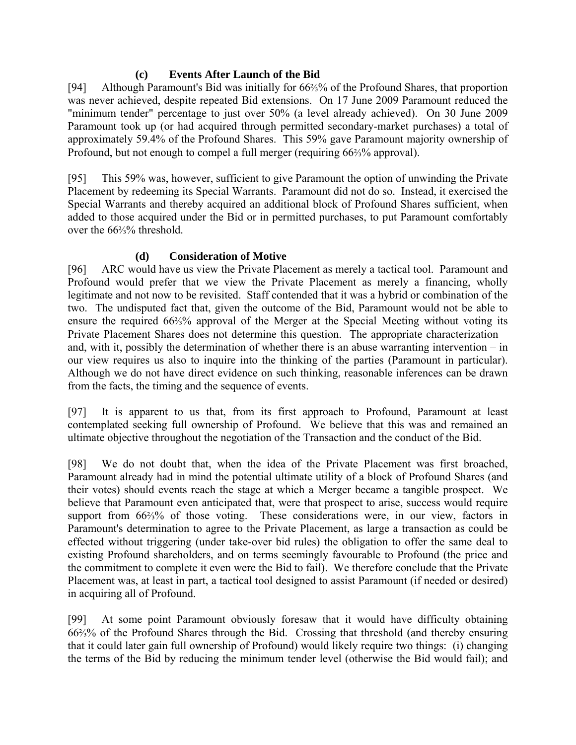### (c) Events After Launch of the Bid

[94] Although Paramount's Bid was initially for 66⅔% of the Profound Shares, that proportion was never achieved, despite repeated Bid extensions. On 17 June 2009 Paramount reduced the "minimum tender" percentage to just over 50% (a level already achieved). On 30 June 2009 Paramount took up (or had acquired through permitted secondary-market purchases) a total of approximately 59.4% of the Profound Shares. This 59% gave Paramount majority ownership of Profound, but not enough to compel a full merger (requiring 66⅔% approval).

[95] This 59% was, however, sufficient to give Paramount the option of unwinding the Private Placement by redeeming its Special Warrants. Paramount did not do so. Instead, it exercised the Special Warrants and thereby acquired an additional block of Profound Shares sufficient, when added to those acquired under the Bid or in permitted purchases, to put Paramount comfortably over the 66⅔% threshold.

### (d) Consideration of Motive

[96] ARC would have us view the Private Placement as merely a tactical tool. Paramount and Profound would prefer that we view the Private Placement as merely a financing, wholly legitimate and not now to be revisited. Staff contended that it was a hybrid or combination of the two. The undisputed fact that, given the outcome of the Bid, Paramount would not be able to ensure the required 66⅔% approval of the Merger at the Special Meeting without voting its Private Placement Shares does not determine this question. The appropriate characterization – and, with it, possibly the determination of whether there is an abuse warranting intervention – in our view requires us also to inquire into the thinking of the parties (Paramount in particular). Although we do not have direct evidence on such thinking, reasonable inferences can be drawn from the facts, the timing and the sequence of events.

[97] It is apparent to us that, from its first approach to Profound, Paramount at least contemplated seeking full ownership of Profound. We believe that this was and remained an ultimate objective throughout the negotiation of the Transaction and the conduct of the Bid.

[98] We do not doubt that, when the idea of the Private Placement was first broached, Paramount already had in mind the potential ultimate utility of a block of Profound Shares (and their votes) should events reach the stage at which a Merger became a tangible prospect. We believe that Paramount even anticipated that, were that prospect to arise, success would require support from 66⅔% of those voting. These considerations were, in our view, factors in Paramount's determination to agree to the Private Placement, as large a transaction as could be effected without triggering (under take-over bid rules) the obligation to offer the same deal to existing Profound shareholders, and on terms seemingly favourable to Profound (the price and the commitment to complete it even were the Bid to fail). We therefore conclude that the Private Placement was, at least in part, a tactical tool designed to assist Paramount (if needed or desired) in acquiring all of Profound.

[99] At some point Paramount obviously foresaw that it would have difficulty obtaining 66⅔% of the Profound Shares through the Bid. Crossing that threshold (and thereby ensuring that it could later gain full ownership of Profound) would likely require two things: (i) changing the terms of the Bid by reducing the minimum tender level (otherwise the Bid would fail); and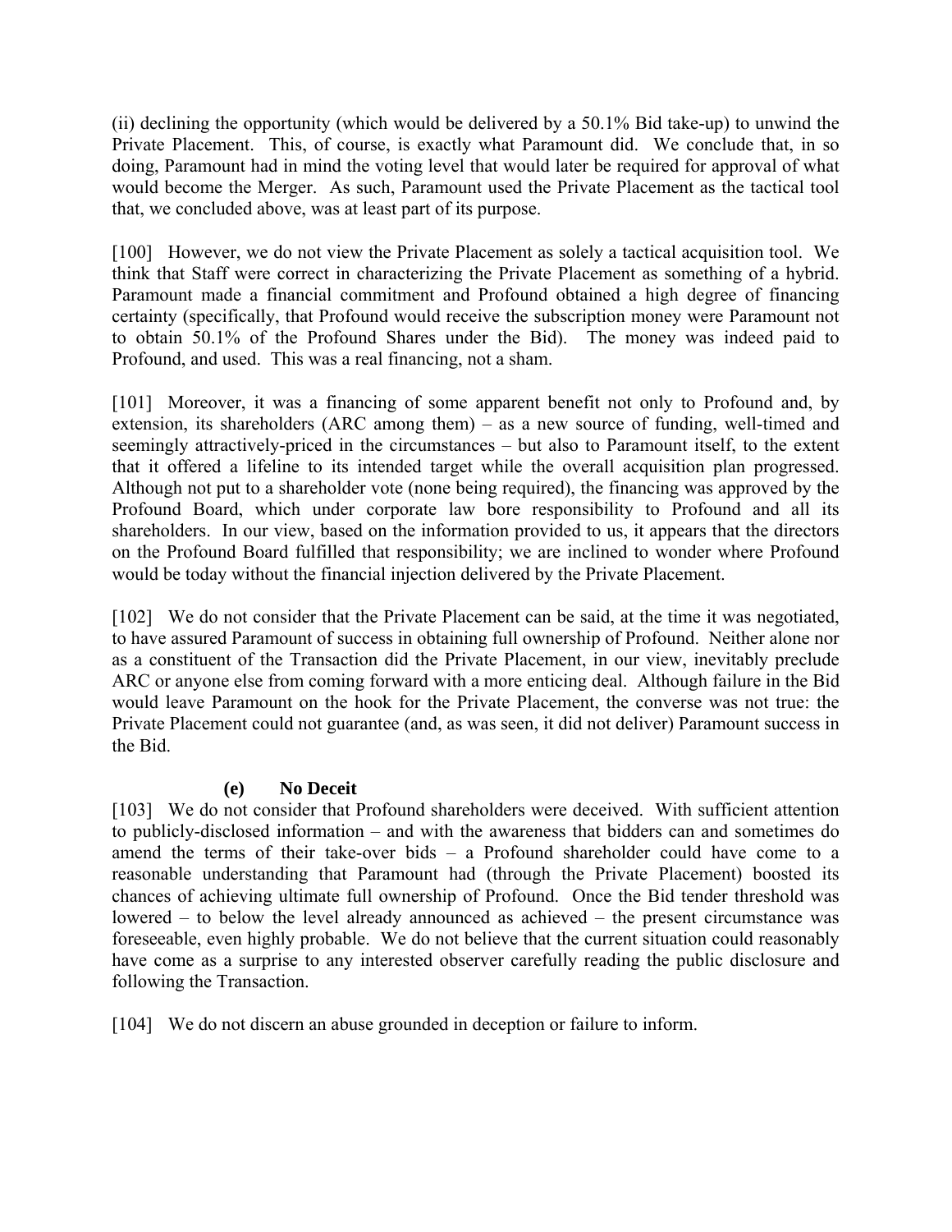(ii) declining the opportunity (which would be delivered by a 50.1% Bid take-up) to unwind the Private Placement. This, of course, is exactly what Paramount did. We conclude that, in so doing, Paramount had in mind the voting level that would later be required for approval of what would become the Merger. As such, Paramount used the Private Placement as the tactical tool that, we concluded above, was at least part of its purpose.

[100] However, we do not view the Private Placement as solely a tactical acquisition tool. We think that Staff were correct in characterizing the Private Placement as something of a hybrid. Paramount made a financial commitment and Profound obtained a high degree of financing certainty (specifically, that Profound would receive the subscription money were Paramount not to obtain 50.1% of the Profound Shares under the Bid). The money was indeed paid to Profound, and used. This was a real financing, not a sham.

[101] Moreover, it was a financing of some apparent benefit not only to Profound and, by extension, its shareholders (ARC among them) – as a new source of funding, well-timed and seemingly attractively-priced in the circumstances – but also to Paramount itself, to the extent that it offered a lifeline to its intended target while the overall acquisition plan progressed. Although not put to a shareholder vote (none being required), the financing was approved by the Profound Board, which under corporate law bore responsibility to Profound and all its shareholders. In our view, based on the information provided to us, it appears that the directors on the Profound Board fulfilled that responsibility; we are inclined to wonder where Profound would be today without the financial injection delivered by the Private Placement.

[102] We do not consider that the Private Placement can be said, at the time it was negotiated, to have assured Paramount of success in obtaining full ownership of Profound. Neither alone nor as a constituent of the Transaction did the Private Placement, in our view, inevitably preclude ARC or anyone else from coming forward with a more enticing deal. Although failure in the Bid would leave Paramount on the hook for the Private Placement, the converse was not true: the Private Placement could not guarantee (and, as was seen, it did not deliver) Paramount success in the Bid.

#### (e) No Deceit

[103] We do not consider that Profound shareholders were deceived. With sufficient attention to publicly-disclosed information – and with the awareness that bidders can and sometimes do amend the terms of their take-over bids – a Profound shareholder could have come to a reasonable understanding that Paramount had (through the Private Placement) boosted its chances of achieving ultimate full ownership of Profound. Once the Bid tender threshold was lowered – to below the level already announced as achieved – the present circumstance was foreseeable, even highly probable. We do not believe that the current situation could reasonably have come as a surprise to any interested observer carefully reading the public disclosure and following the Transaction.

[104] We do not discern an abuse grounded in deception or failure to inform.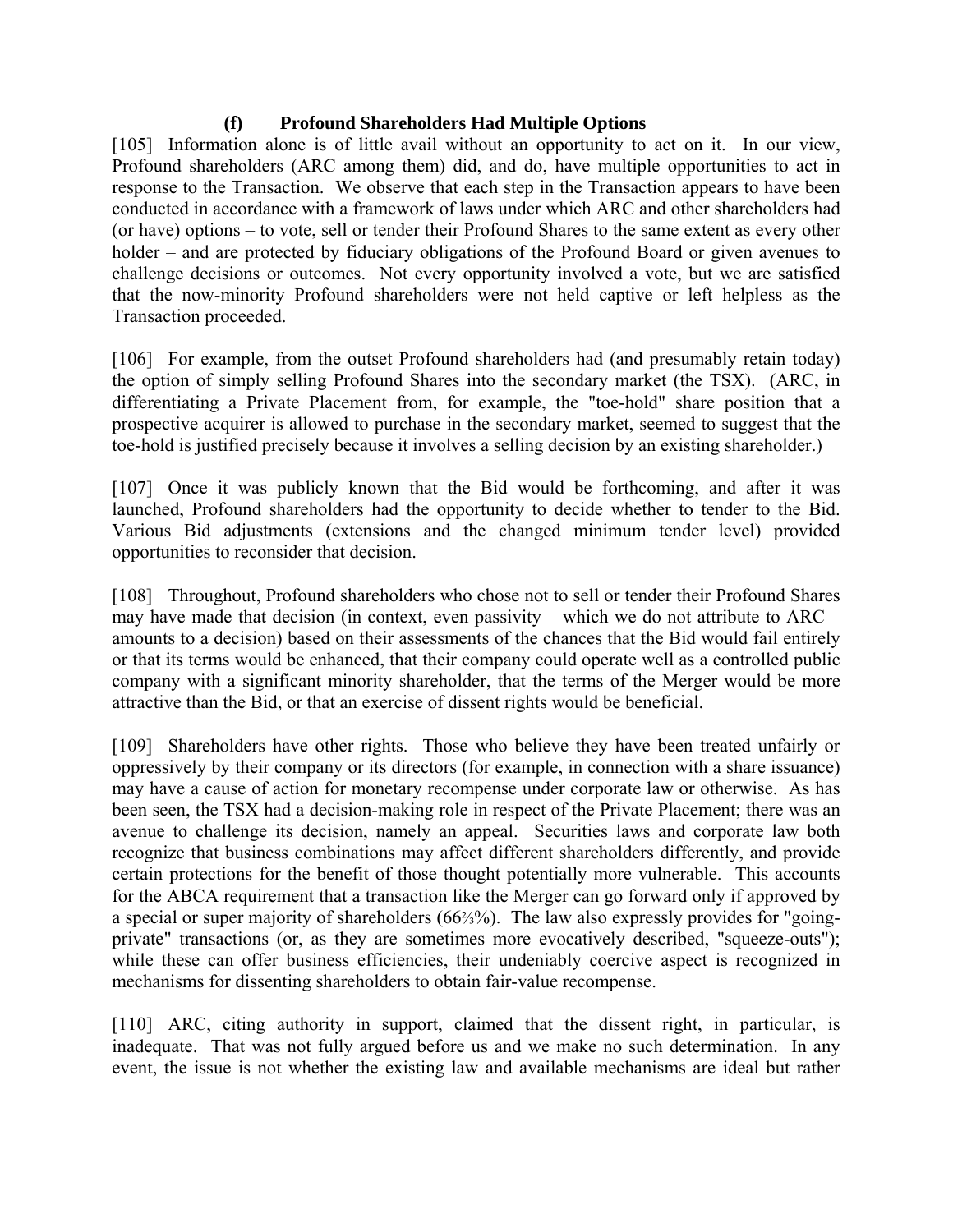### (f) Profound Shareholders Had Multiple Options

[105] Information alone is of little avail without an opportunity to act on it. In our view, Profound shareholders (ARC among them) did, and do, have multiple opportunities to act in response to the Transaction. We observe that each step in the Transaction appears to have been conducted in accordance with a framework of laws under which ARC and other shareholders had (or have) options – to vote, sell or tender their Profound Shares to the same extent as every other holder – and are protected by fiduciary obligations of the Profound Board or given avenues to challenge decisions or outcomes. Not every opportunity involved a vote, but we are satisfied that the now-minority Profound shareholders were not held captive or left helpless as the Transaction proceeded.

[106] For example, from the outset Profound shareholders had (and presumably retain today) the option of simply selling Profound Shares into the secondary market (the TSX). (ARC, in differentiating a Private Placement from, for example, the "toe-hold" share position that a prospective acquirer is allowed to purchase in the secondary market, seemed to suggest that the toe-hold is justified precisely because it involves a selling decision by an existing shareholder.)

[107] Once it was publicly known that the Bid would be forthcoming, and after it was launched, Profound shareholders had the opportunity to decide whether to tender to the Bid. Various Bid adjustments (extensions and the changed minimum tender level) provided opportunities to reconsider that decision.

[108] Throughout, Profound shareholders who chose not to sell or tender their Profound Shares may have made that decision (in context, even passivity – which we do not attribute to ARC – amounts to a decision) based on their assessments of the chances that the Bid would fail entirely or that its terms would be enhanced, that their company could operate well as a controlled public company with a significant minority shareholder, that the terms of the Merger would be more attractive than the Bid, or that an exercise of dissent rights would be beneficial.

[109] Shareholders have other rights. Those who believe they have been treated unfairly or oppressively by their company or its directors (for example, in connection with a share issuance) may have a cause of action for monetary recompense under corporate law or otherwise. As has been seen, the TSX had a decision-making role in respect of the Private Placement; there was an avenue to challenge its decision, namely an appeal. Securities laws and corporate law both recognize that business combinations may affect different shareholders differently, and provide certain protections for the benefit of those thought potentially more vulnerable. This accounts for the ABCA requirement that a transaction like the Merger can go forward only if approved by a special or super majority of shareholders (66⅔%). The law also expressly provides for "going-private" transactions (or, as they are sometimes more evocatively described, "squeeze-outs"); while these can offer business efficiencies, their undeniably coercive aspect is recognized in mechanisms for dissenting shareholders to obtain fair-value recompense.

[110] ARC, citing authority in support, claimed that the dissent right, in particular, is inadequate. That was not fully argued before us and we make no such determination. In any event, the issue is not whether the existing law and available mechanisms are ideal but rather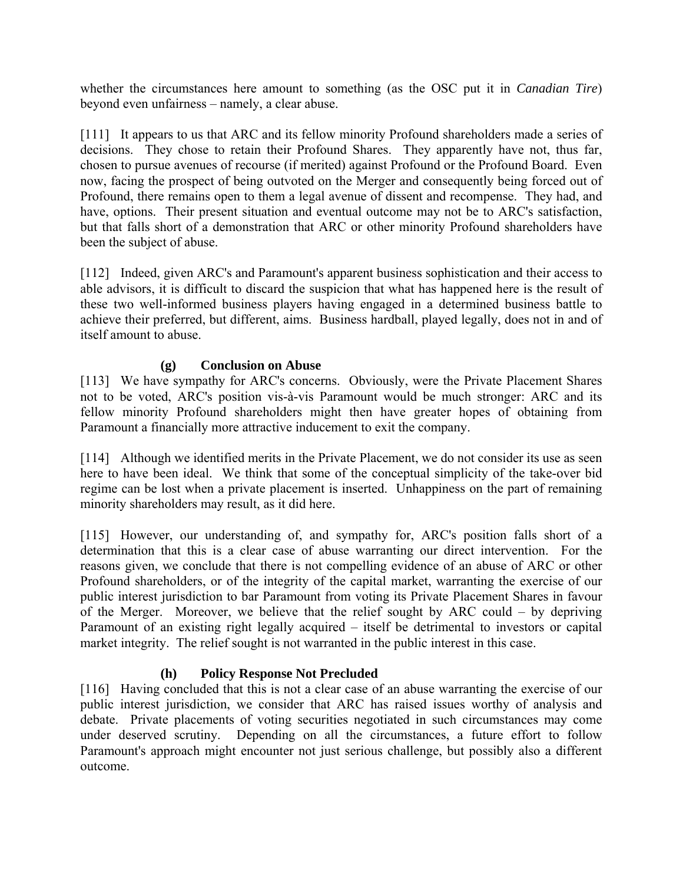whether the circumstances here amount to something (as the OSC put it in *Canadian Tire*) beyond even unfairness – namely, a clear abuse.

[111] It appears to us that ARC and its fellow minority Profound shareholders made a series of decisions. They chose to retain their Profound Shares. They apparently have not, thus far, chosen to pursue avenues of recourse (if merited) against Profound or the Profound Board. Even now, facing the prospect of being outvoted on the Merger and consequently being forced out of Profound, there remains open to them a legal avenue of dissent and recompense. They had, and have, options. Their present situation and eventual outcome may not be to ARC's satisfaction, but that falls short of a demonstration that ARC or other minority Profound shareholders have been the subject of abuse.

[112] Indeed, given ARC's and Paramount's apparent business sophistication and their access to able advisors, it is difficult to discard the suspicion that what has happened here is the result of these two well-informed business players having engaged in a determined business battle to achieve their preferred, but different, aims. Business hardball, played legally, does not in and of itself amount to abuse.

### (g) Conclusion on Abuse

[113] We have sympathy for ARC's concerns. Obviously, were the Private Placement Shares not to be voted, ARC's position vis-à-vis Paramount would be much stronger: ARC and its fellow minority Profound shareholders might then have greater hopes of obtaining from Paramount a financially more attractive inducement to exit the company.

[114] Although we identified merits in the Private Placement, we do not consider its use as seen here to have been ideal. We think that some of the conceptual simplicity of the take-over bid regime can be lost when a private placement is inserted. Unhappiness on the part of remaining minority shareholders may result, as it did here.

[115] However, our understanding of, and sympathy for, ARC's position falls short of a determination that this is a clear case of abuse warranting our direct intervention. For the reasons given, we conclude that there is not compelling evidence of an abuse of ARC or other Profound shareholders, or of the integrity of the capital market, warranting the exercise of our public interest jurisdiction to bar Paramount from voting its Private Placement Shares in favour of the Merger. Moreover, we believe that the relief sought by ARC could – by depriving Paramount of an existing right legally acquired – itself be detrimental to investors or capital market integrity. The relief sought is not warranted in the public interest in this case.

### (h) Policy Response Not Precluded

[116] Having concluded that this is not a clear case of an abuse warranting the exercise of our public interest jurisdiction, we consider that ARC has raised issues worthy of analysis and debate. Private placements of voting securities negotiated in such circumstances may come under deserved scrutiny. Depending on all the circumstances, a future effort to follow Paramount's approach might encounter not just serious challenge, but possibly also a different outcome.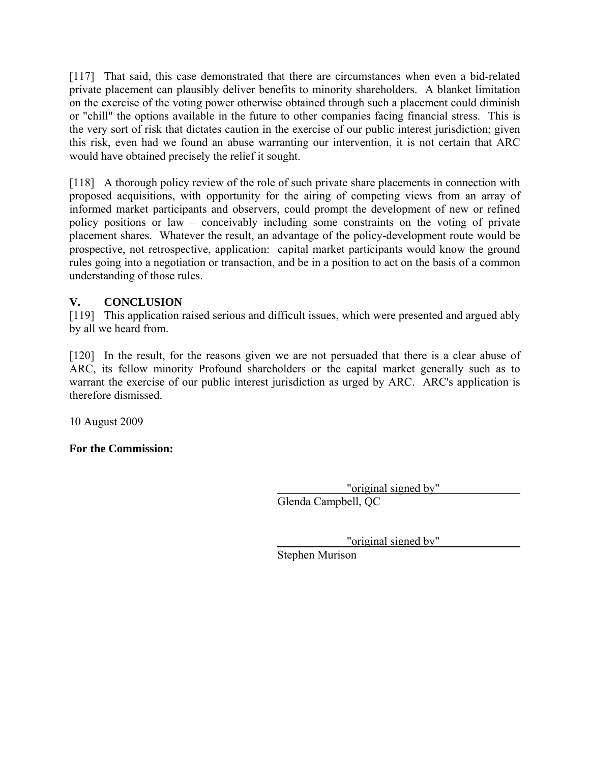[117] That said, this case demonstrated that there are circumstances when even a bid-related private placement can plausibly deliver benefits to minority shareholders. A blanket limitation on the exercise of the voting power otherwise obtained through such a placement could diminish or "chill" the options available in the future to other companies facing financial stress. This is the very sort of risk that dictates caution in the exercise of our public interest jurisdiction; given this risk, even had we found an abuse warranting our intervention, it is not certain that ARC would have obtained precisely the relief it sought.

[118] A thorough policy review of the role of such private share placements in connection with proposed acquisitions, with opportunity for the airing of competing views from an array of informed market participants and observers, could prompt the development of new or refined policy positions or law – conceivably including some constraints on the voting of private placement shares. Whatever the result, an advantage of the policy-development route would be prospective, not retrospective, application: capital market participants would know the ground rules going into a negotiation or transaction, and be in a position to act on the basis of a common understanding of those rules.

## V. CONCLUSION

[119] This application raised serious and difficult issues, which were presented and argued ably by all we heard from.

[120] In the result, for the reasons given we are not persuaded that there is a clear abuse of ARC, its fellow minority Profound shareholders or the capital market generally such as to warrant the exercise of our public interest jurisdiction as urged by ARC. ARC's application is therefore dismissed.

10 August 2009

**For the Commission:**

"original signed by"
Glenda Campbell, QC

"original signed by"
Stephen Murison